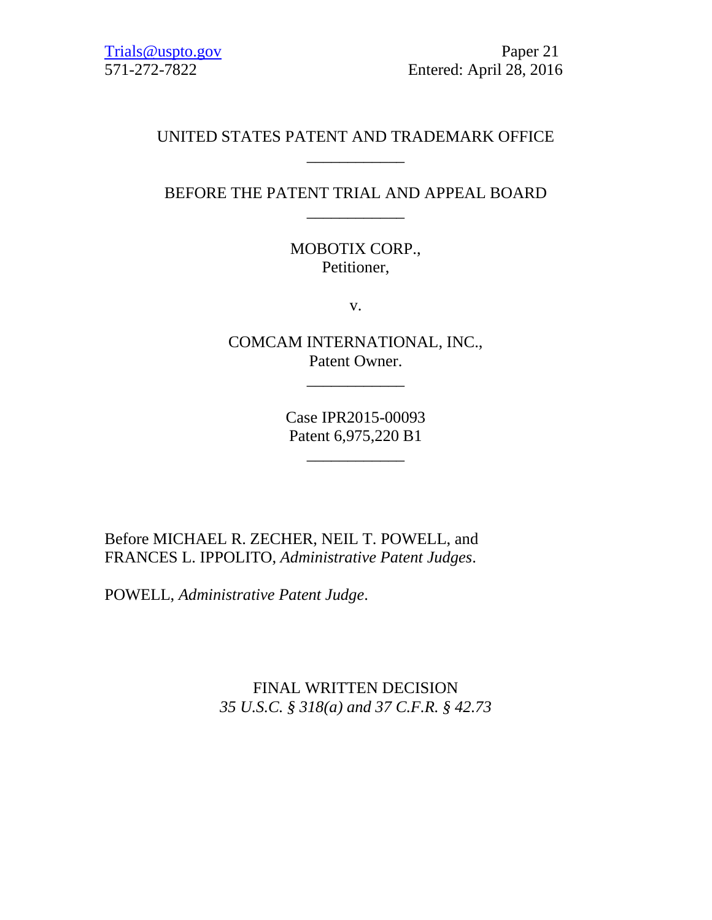Trials@uspto.gov
571-272-7822

Paper 21
Entered: April 28, 2016

UNITED STATES PATENT AND TRADEMARK OFFICE

____________

BEFORE THE PATENT TRIAL AND APPEAL BOARD

____________

MOBOTIX CORP.,
Petitioner,

v.

COMCAM INTERNATIONAL, INC.,
Patent Owner.

____________

Case IPR2015-00093
Patent 6,975,220 B1

____________

Before MICHAEL R. ZECHER, NEIL T. POWELL, and FRANCES L. IPPOLITO, *Administrative Patent Judges*.

POWELL, *Administrative Patent Judge*.

FINAL WRITTEN DECISION
*35 U.S.C. § 318(a) and 37 C.F.R. § 42.73*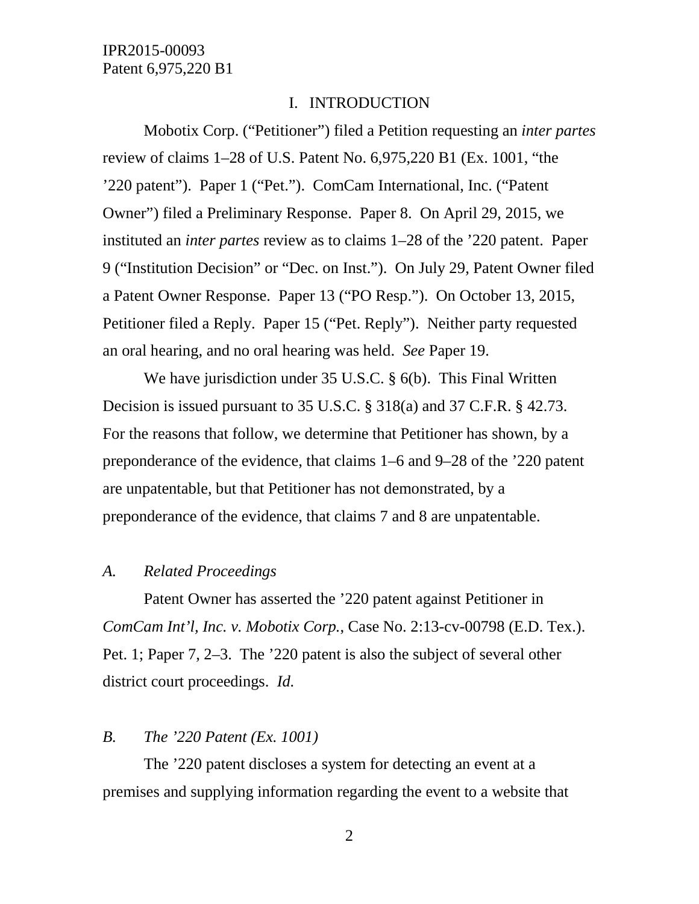## I. INTRODUCTION

Mobotix Corp. ("Petitioner") filed a Petition requesting an *inter partes* review of claims 1–28 of U.S. Patent No. 6,975,220 B1 (Ex. 1001, "the '220 patent"). Paper 1 ("Pet."). ComCam International, Inc. ("Patent Owner") filed a Preliminary Response. Paper 8. On April 29, 2015, we instituted an *inter partes* review as to claims 1–28 of the '220 patent. Paper 9 ("Institution Decision" or "Dec. on Inst."). On July 29, Patent Owner filed a Patent Owner Response. Paper 13 ("PO Resp."). On October 13, 2015, Petitioner filed a Reply. Paper 15 ("Pet. Reply"). Neither party requested an oral hearing, and no oral hearing was held. *See* Paper 19.

We have jurisdiction under 35 U.S.C. § 6(b). This Final Written Decision is issued pursuant to 35 U.S.C. § 318(a) and 37 C.F.R. § 42.73. For the reasons that follow, we determine that Petitioner has shown, by a preponderance of the evidence, that claims 1–6 and 9–28 of the '220 patent are unpatentable, but that Petitioner has not demonstrated, by a preponderance of the evidence, that claims 7 and 8 are unpatentable.

### *A. Related Proceedings*

Patent Owner has asserted the '220 patent against Petitioner in *ComCam Int'l, Inc. v. Mobotix Corp.*, Case No. 2:13-cv-00798 (E.D. Tex.). Pet. 1; Paper 7, 2–3. The '220 patent is also the subject of several other district court proceedings. *Id.*

### *B. The '220 Patent (Ex. 1001)*

The '220 patent discloses a system for detecting an event at a premises and supplying information regarding the event to a website that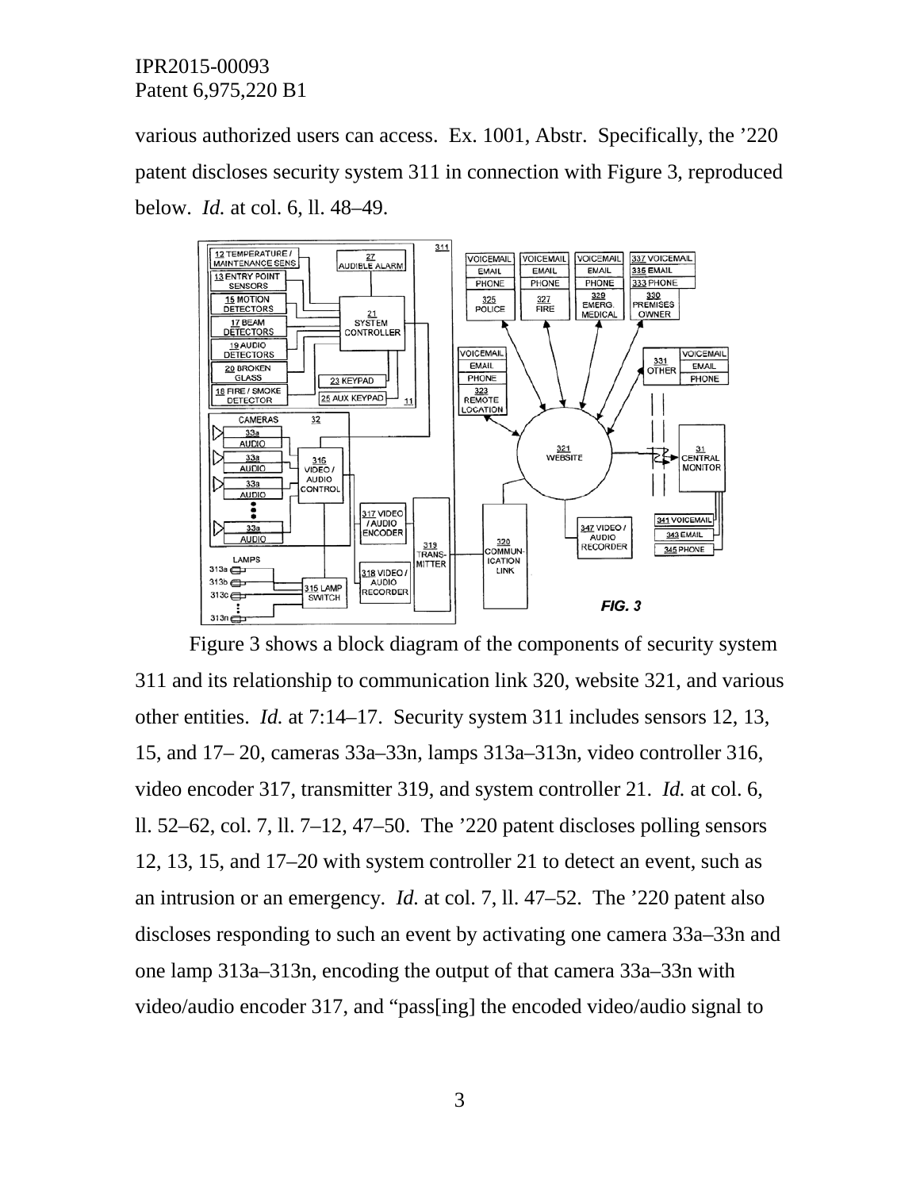various authorized users can access. Ex. 1001, Abstr. Specifically, the ’220 patent discloses security system 311 in connection with Figure 3, reproduced below. *Id.* at col. 6, ll. 48–49.

Figure 3 shows a block diagram of the components of security system 311 and its relationship to communication link 320, website 321, and various other entities. *Id.* at 7:14–17. Security system 311 includes sensors 12, 13, 15, and 17– 20, cameras 33a–33n, lamps 313a–313n, video controller 316, video encoder 317, transmitter 319, and system controller 21. *Id.* at col. 6, ll. 52–62, col. 7, ll. 7–12, 47–50. The ’220 patent discloses polling sensors 12, 13, 15, and 17–20 with system controller 21 to detect an event, such as an intrusion or an emergency. *Id.* at col. 7, ll. 47–52. The ’220 patent also discloses responding to such an event by activating one camera 33a–33n and one lamp 313a–313n, encoding the output of that camera 33a–33n with video/audio encoder 317, and “pass[ing] the encoded video/audio signal to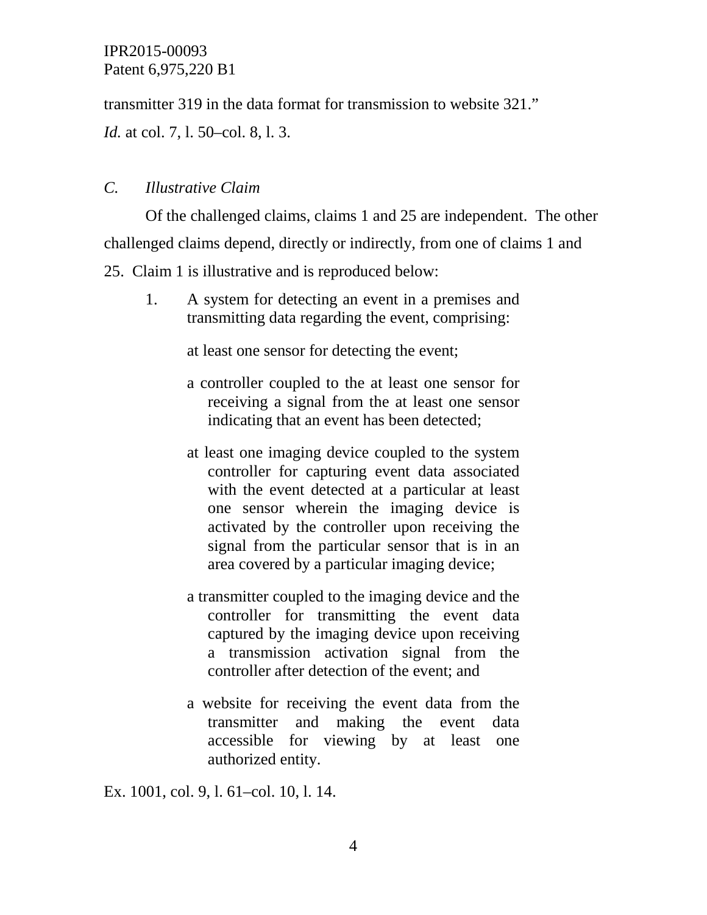transmitter 319 in the data format for transmission to website 321."
*Id.* at col. 7, l. 50–col. 8, l. 3.

### *C. Illustrative Claim*

Of the challenged claims, claims 1 and 25 are independent. The other challenged claims depend, directly or indirectly, from one of claims 1 and 25. Claim 1 is illustrative and is reproduced below:

> 1. A system for detecting an event in a premises and transmitting data regarding the event, comprising:
>
> at least one sensor for detecting the event;
>
> a controller coupled to the at least one sensor for receiving a signal from the at least one sensor indicating that an event has been detected;
>
> at least one imaging device coupled to the system controller for capturing event data associated with the event detected at a particular at least one sensor wherein the imaging device is activated by the controller upon receiving the signal from the particular sensor that is in an area covered by a particular imaging device;
>
> a transmitter coupled to the imaging device and the controller for transmitting the event data captured by the imaging device upon receiving a transmission activation signal from the controller after detection of the event; and
>
> a website for receiving the event data from the transmitter and making the event data accessible for viewing by at least one authorized entity.

Ex. 1001, col. 9, l. 61–col. 10, l. 14.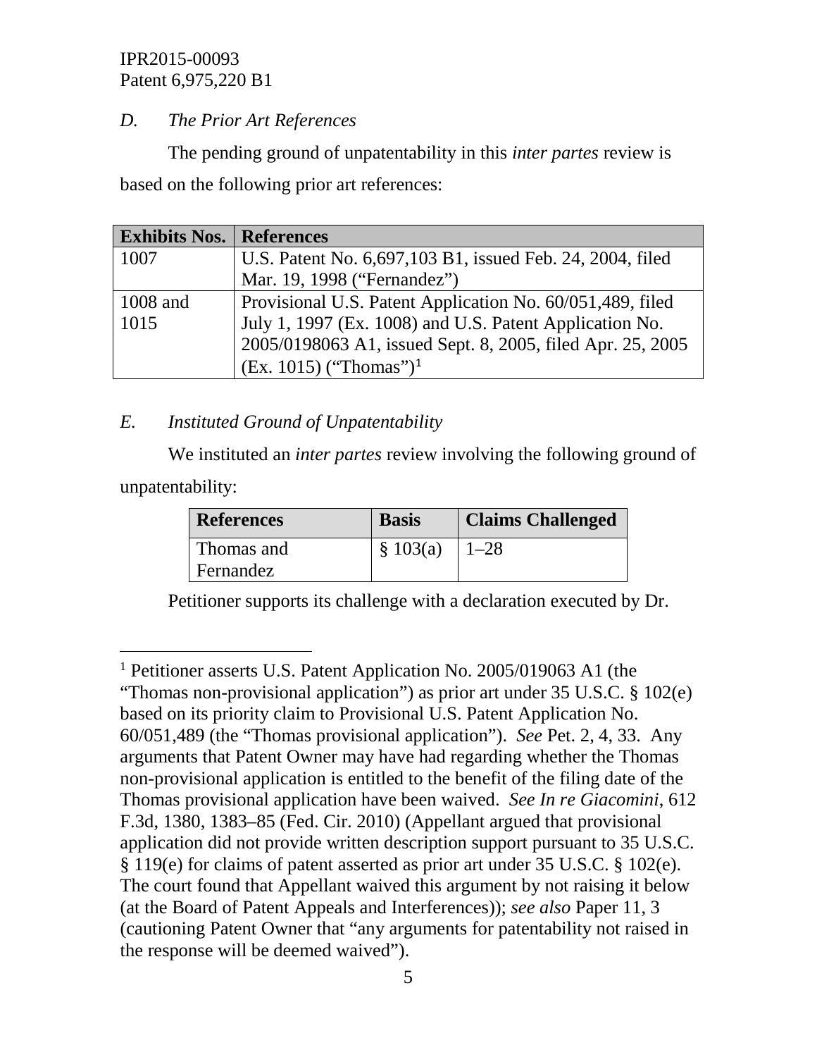### *D. The Prior Art References*

The pending ground of unpatentability in this *inter partes* review is based on the following prior art references:

| Exhibits Nos. | References |
|---|---|
| 1007 | U.S. Patent No. 6,697,103 B1, issued Feb. 24, 2004, filed Mar. 19, 1998 ("Fernandez") |
| 1008 and 1015 | Provisional U.S. Patent Application No. 60/051,489, filed July 1, 1997 (Ex. 1008) and U.S. Patent Application No. 2005/0198063 A1, issued Sept. 8, 2005, filed Apr. 25, 2005 (Ex. 1015) ("Thomas")[1] |

### *E. Instituted Ground of Unpatentability*

We instituted an *inter partes* review involving the following ground of unpatentability:

| References | Basis | Claims Challenged |
|---|---|---|
| Thomas and Fernandez | § 103(a) | 1–28 |

Petitioner supports its challenge with a declaration executed by Dr.

---

[1] Petitioner asserts U.S. Patent Application No. 2005/019063 A1 (the "Thomas non-provisional application") as prior art under 35 U.S.C. § 102(e) based on its priority claim to Provisional U.S. Patent Application No. 60/051,489 (the "Thomas provisional application"). *See* Pet. 2, 4, 33. Any arguments that Patent Owner may have had regarding whether the Thomas non-provisional application is entitled to the benefit of the filing date of the Thomas provisional application have been waived. *See In re Giacomini*, 612 F.3d, 1380, 1383–85 (Fed. Cir. 2010) (Appellant argued that provisional application did not provide written description support pursuant to 35 U.S.C. § 119(e) for claims of patent asserted as prior art under 35 U.S.C. § 102(e). The court found that Appellant waived this argument by not raising it below (at the Board of Patent Appeals and Interferences)); *see also* Paper 11, 3 (cautioning Patent Owner that "any arguments for patentability not raised in the response will be deemed waived").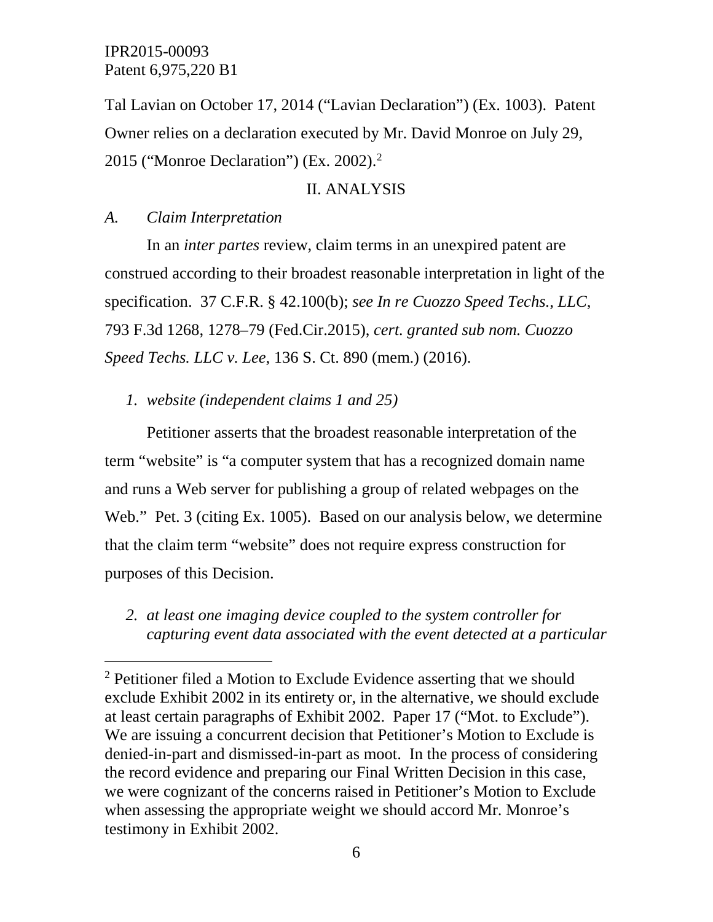Tal Lavian on October 17, 2014 ("Lavian Declaration") (Ex. 1003). Patent Owner relies on a declaration executed by Mr. David Monroe on July 29, 2015 ("Monroe Declaration") (Ex. 2002).[2]

## II. ANALYSIS

### *A. Claim Interpretation*

In an *inter partes* review, claim terms in an unexpired patent are construed according to their broadest reasonable interpretation in light of the specification. 37 C.F.R. § 42.100(b); *see In re Cuozzo Speed Techs., LLC*, 793 F.3d 1268, 1278–79 (Fed.Cir.2015), *cert. granted sub nom. Cuozzo Speed Techs. LLC v. Lee*, 136 S. Ct. 890 (mem.) (2016).

#### *1. website (independent claims 1 and 25)*

Petitioner asserts that the broadest reasonable interpretation of the term "website" is "a computer system that has a recognized domain name and runs a Web server for publishing a group of related webpages on the Web." Pet. 3 (citing Ex. 1005). Based on our analysis below, we determine that the claim term "website" does not require express construction for purposes of this Decision.

#### *2. at least one imaging device coupled to the system controller for capturing event data associated with the event detected at a particular*

[2] Petitioner filed a Motion to Exclude Evidence asserting that we should exclude Exhibit 2002 in its entirety or, in the alternative, we should exclude at least certain paragraphs of Exhibit 2002. Paper 17 ("Mot. to Exclude"). We are issuing a concurrent decision that Petitioner's Motion to Exclude is denied-in-part and dismissed-in-part as moot. In the process of considering the record evidence and preparing our Final Written Decision in this case, we were cognizant of the concerns raised in Petitioner's Motion to Exclude when assessing the appropriate weight we should accord Mr. Monroe's testimony in Exhibit 2002.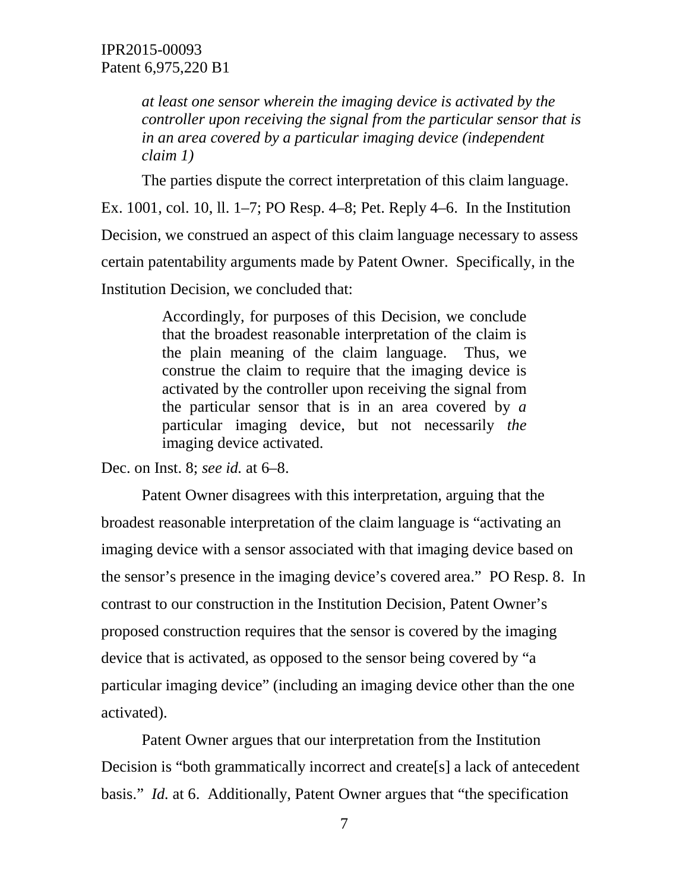*at least one sensor wherein the imaging device is activated by the controller upon receiving the signal from the particular sensor that is in an area covered by a particular imaging device (independent claim 1)*

The parties dispute the correct interpretation of this claim language. Ex. 1001, col. 10, ll. 1–7; PO Resp. 4–8; Pet. Reply 4–6. In the Institution Decision, we construed an aspect of this claim language necessary to assess certain patentability arguments made by Patent Owner. Specifically, in the Institution Decision, we concluded that:

> Accordingly, for purposes of this Decision, we conclude that the broadest reasonable interpretation of the claim is the plain meaning of the claim language. Thus, we construe the claim to require that the imaging device is activated by the controller upon receiving the signal from the particular sensor that is in an area covered by *a* particular imaging device, but not necessarily *the* imaging device activated.

Dec. on Inst. 8; *see id.* at 6–8.

Patent Owner disagrees with this interpretation, arguing that the broadest reasonable interpretation of the claim language is "activating an imaging device with a sensor associated with that imaging device based on the sensor's presence in the imaging device's covered area." PO Resp. 8. In contrast to our construction in the Institution Decision, Patent Owner's proposed construction requires that the sensor is covered by the imaging device that is activated, as opposed to the sensor being covered by "a particular imaging device" (including an imaging device other than the one activated).

Patent Owner argues that our interpretation from the Institution Decision is "both grammatically incorrect and create[s] a lack of antecedent basis." *Id.* at 6. Additionally, Patent Owner argues that "the specification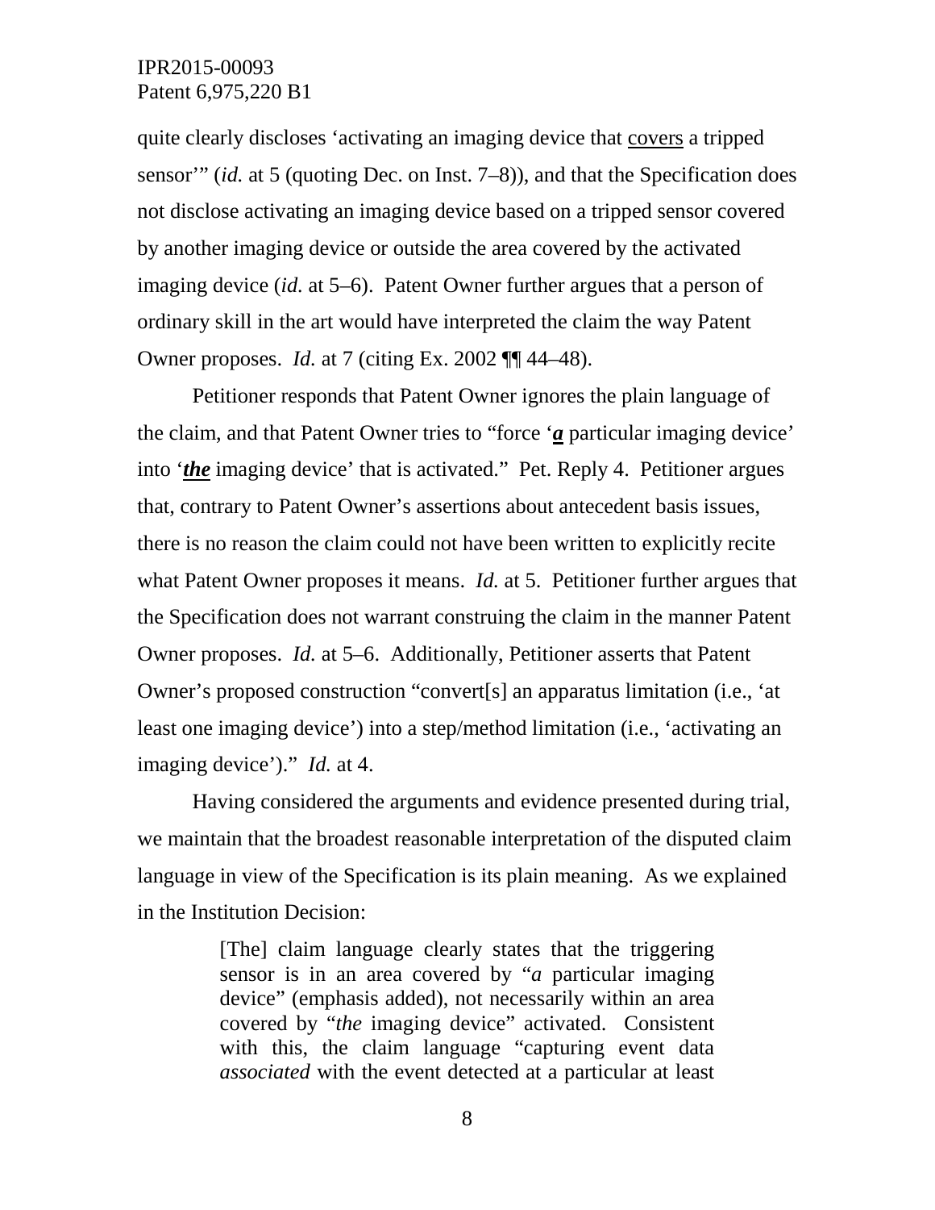quite clearly discloses 'activating an imaging device that <u>covers</u> a tripped sensor'" (*id.* at 5 (quoting Dec. on Inst. 7–8)), and that the Specification does not disclose activating an imaging device based on a tripped sensor covered by another imaging device or outside the area covered by the activated imaging device (*id.* at 5–6). Patent Owner further argues that a person of ordinary skill in the art would have interpreted the claim the way Patent Owner proposes. *Id.* at 7 (citing Ex. 2002 ¶¶ 44–48).

Petitioner responds that Patent Owner ignores the plain language of the claim, and that Patent Owner tries to "force '***<u>a</u>*** particular imaging device' into '***<u>the</u>*** imaging device' that is activated." Pet. Reply 4. Petitioner argues that, contrary to Patent Owner's assertions about antecedent basis issues, there is no reason the claim could not have been written to explicitly recite what Patent Owner proposes it means. *Id.* at 5. Petitioner further argues that the Specification does not warrant construing the claim in the manner Patent Owner proposes. *Id.* at 5–6. Additionally, Petitioner asserts that Patent Owner's proposed construction "convert[s] an apparatus limitation (i.e., 'at least one imaging device') into a step/method limitation (i.e., 'activating an imaging device')." *Id.* at 4.

Having considered the arguments and evidence presented during trial, we maintain that the broadest reasonable interpretation of the disputed claim language in view of the Specification is its plain meaning. As we explained in the Institution Decision:

> [The] claim language clearly states that the triggering sensor is in an area covered by "*a* particular imaging device" (emphasis added), not necessarily within an area covered by "*the* imaging device" activated. Consistent with this, the claim language "capturing event data *associated* with the event detected at a particular at least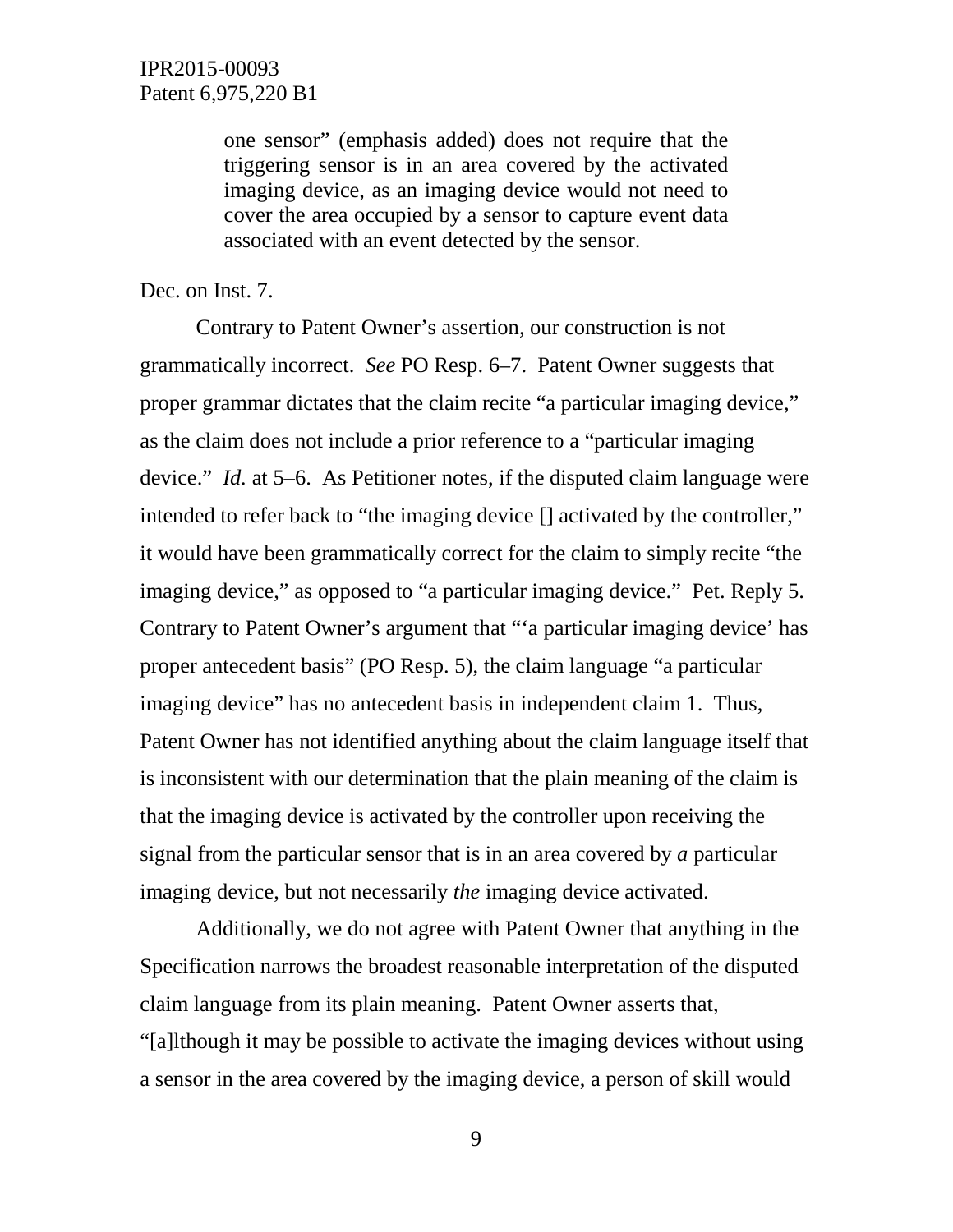> one sensor" (emphasis added) does not require that the triggering sensor is in an area covered by the activated imaging device, as an imaging device would not need to cover the area occupied by a sensor to capture event data associated with an event detected by the sensor.

Dec. on Inst. 7.

Contrary to Patent Owner's assertion, our construction is not grammatically incorrect. *See* PO Resp. 6–7. Patent Owner suggests that proper grammar dictates that the claim recite "a particular imaging device," as the claim does not include a prior reference to a "particular imaging device." *Id.* at 5–6. As Petitioner notes, if the disputed claim language were intended to refer back to "the imaging device [] activated by the controller," it would have been grammatically correct for the claim to simply recite "the imaging device," as opposed to "a particular imaging device." Pet. Reply 5. Contrary to Patent Owner's argument that "'a particular imaging device' has proper antecedent basis" (PO Resp. 5), the claim language "a particular imaging device" has no antecedent basis in independent claim 1. Thus, Patent Owner has not identified anything about the claim language itself that is inconsistent with our determination that the plain meaning of the claim is that the imaging device is activated by the controller upon receiving the signal from the particular sensor that is in an area covered by *a* particular imaging device, but not necessarily *the* imaging device activated.

Additionally, we do not agree with Patent Owner that anything in the Specification narrows the broadest reasonable interpretation of the disputed claim language from its plain meaning. Patent Owner asserts that, "[a]lthough it may be possible to activate the imaging devices without using a sensor in the area covered by the imaging device, a person of skill would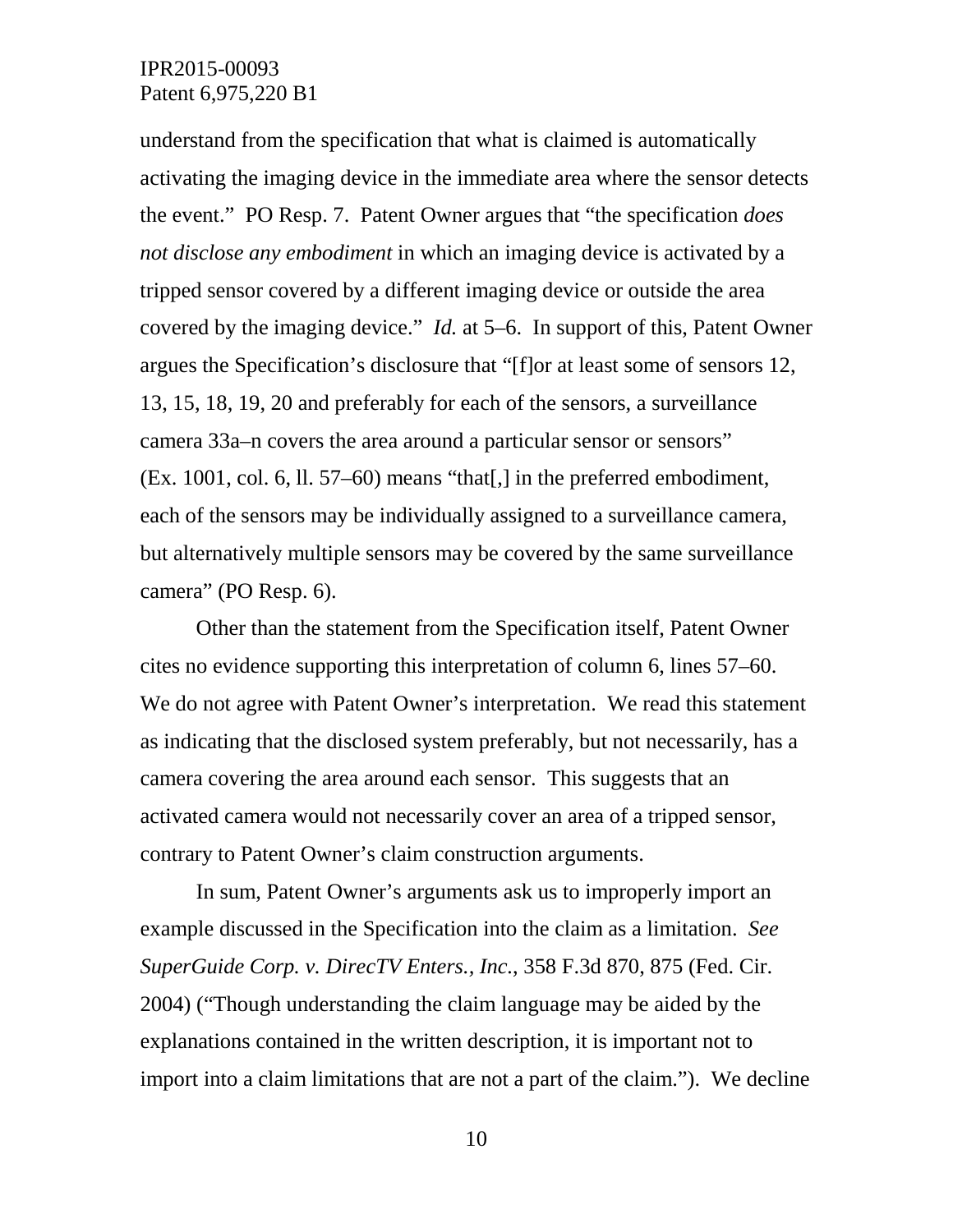understand from the specification that what is claimed is automatically activating the imaging device in the immediate area where the sensor detects the event." PO Resp. 7. Patent Owner argues that "the specification *does not disclose any embodiment* in which an imaging device is activated by a tripped sensor covered by a different imaging device or outside the area covered by the imaging device." *Id.* at 5–6. In support of this, Patent Owner argues the Specification's disclosure that "[f]or at least some of sensors 12, 13, 15, 18, 19, 20 and preferably for each of the sensors, a surveillance camera 33a–n covers the area around a particular sensor or sensors" (Ex. 1001, col. 6, ll. 57–60) means "that[,] in the preferred embodiment, each of the sensors may be individually assigned to a surveillance camera, but alternatively multiple sensors may be covered by the same surveillance camera" (PO Resp. 6).

Other than the statement from the Specification itself, Patent Owner cites no evidence supporting this interpretation of column 6, lines 57–60. We do not agree with Patent Owner's interpretation. We read this statement as indicating that the disclosed system preferably, but not necessarily, has a camera covering the area around each sensor. This suggests that an activated camera would not necessarily cover an area of a tripped sensor, contrary to Patent Owner's claim construction arguments.

In sum, Patent Owner's arguments ask us to improperly import an example discussed in the Specification into the claim as a limitation. *See SuperGuide Corp. v. DirecTV Enters., Inc.*, 358 F.3d 870, 875 (Fed. Cir. 2004) ("Though understanding the claim language may be aided by the explanations contained in the written description, it is important not to import into a claim limitations that are not a part of the claim."). We decline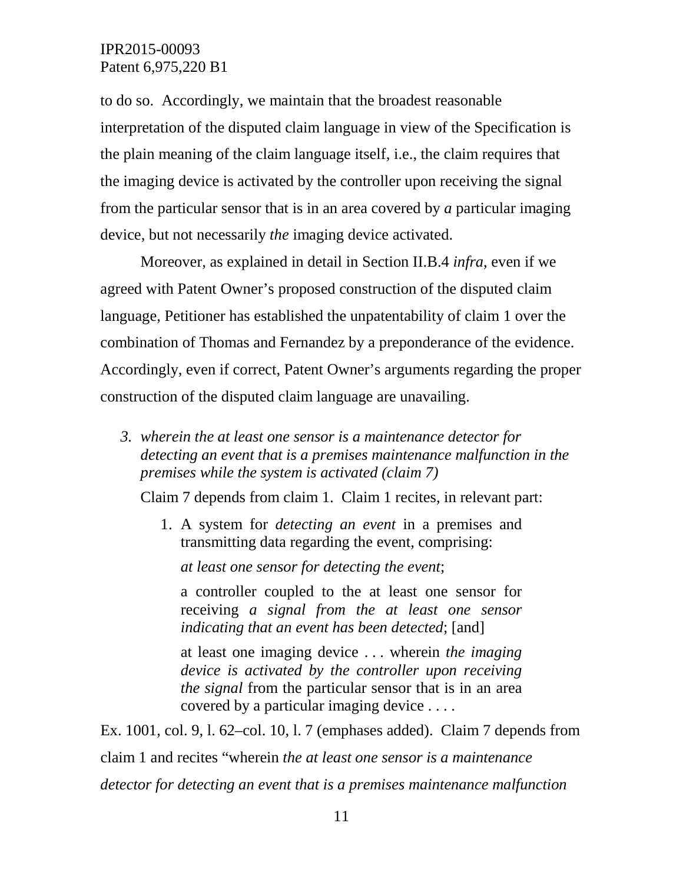to do so. Accordingly, we maintain that the broadest reasonable interpretation of the disputed claim language in view of the Specification is the plain meaning of the claim language itself, i.e., the claim requires that the imaging device is activated by the controller upon receiving the signal from the particular sensor that is in an area covered by *a* particular imaging device, but not necessarily *the* imaging device activated.

Moreover, as explained in detail in Section II.B.4 *infra*, even if we agreed with Patent Owner's proposed construction of the disputed claim language, Petitioner has established the unpatentability of claim 1 over the combination of Thomas and Fernandez by a preponderance of the evidence. Accordingly, even if correct, Patent Owner's arguments regarding the proper construction of the disputed claim language are unavailing.

3. *wherein the at least one sensor is a maintenance detector for detecting an event that is a premises maintenance malfunction in the premises while the system is activated (claim 7)*

Claim 7 depends from claim 1. Claim 1 recites, in relevant part:

> 1. A system for *detecting an event* in a premises and transmitting data regarding the event, comprising:
>
> *at least one sensor for detecting the event*;
>
> a controller coupled to the at least one sensor for receiving *a signal from the at least one sensor indicating that an event has been detected*; [and]
>
> at least one imaging device . . . wherein *the imaging device is activated by the controller upon receiving the signal* from the particular sensor that is in an area covered by a particular imaging device . . . .

Ex. 1001, col. 9, l. 62–col. 10, l. 7 (emphases added). Claim 7 depends from claim 1 and recites "wherein *the at least one sensor is a maintenance detector for detecting an event that is a premises maintenance malfunction*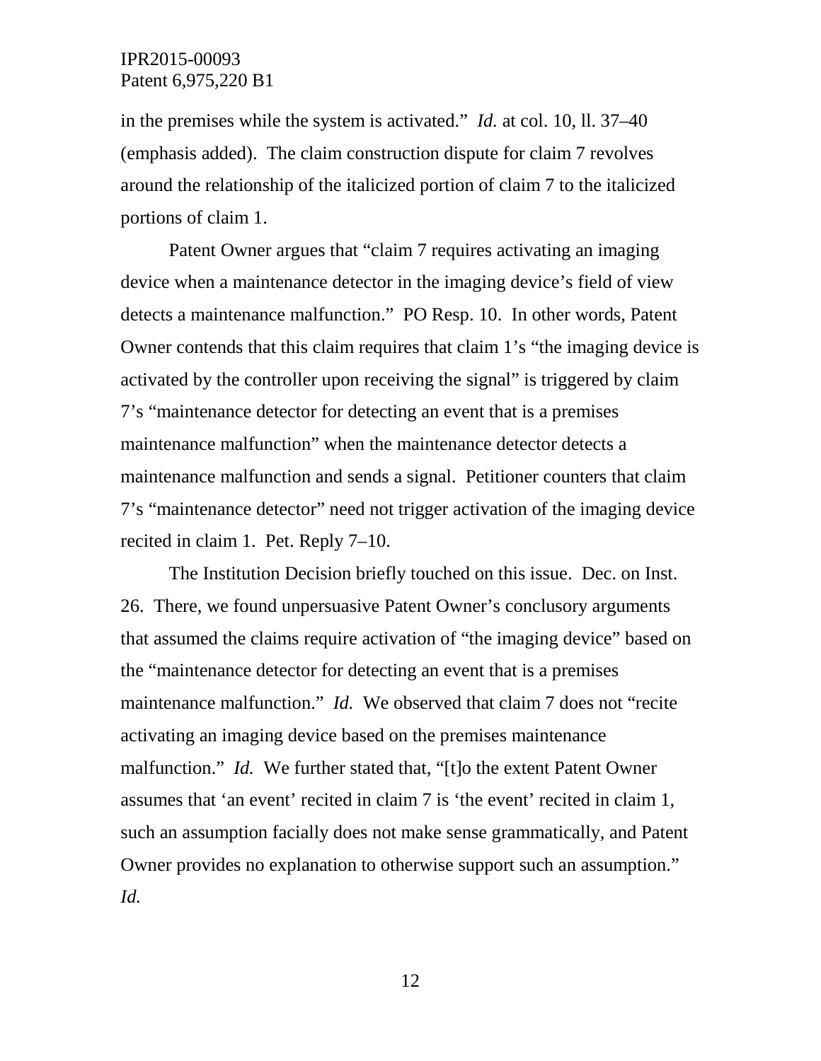in the premises while the system is activated." *Id.* at col. 10, ll. 37–40 (emphasis added). The claim construction dispute for claim 7 revolves around the relationship of the italicized portion of claim 7 to the italicized portions of claim 1.

Patent Owner argues that "claim 7 requires activating an imaging device when a maintenance detector in the imaging device's field of view detects a maintenance malfunction." PO Resp. 10. In other words, Patent Owner contends that this claim requires that claim 1's "the imaging device is activated by the controller upon receiving the signal" is triggered by claim 7's "maintenance detector for detecting an event that is a premises maintenance malfunction" when the maintenance detector detects a maintenance malfunction and sends a signal. Petitioner counters that claim 7's "maintenance detector" need not trigger activation of the imaging device recited in claim 1. Pet. Reply 7–10.

The Institution Decision briefly touched on this issue. Dec. on Inst. 26. There, we found unpersuasive Patent Owner's conclusory arguments that assumed the claims require activation of "the imaging device" based on the "maintenance detector for detecting an event that is a premises maintenance malfunction." *Id.* We observed that claim 7 does not "recite activating an imaging device based on the premises maintenance malfunction." *Id.* We further stated that, "[t]o the extent Patent Owner assumes that 'an event' recited in claim 7 is 'the event' recited in claim 1, such an assumption facially does not make sense grammatically, and Patent Owner provides no explanation to otherwise support such an assumption." *Id.*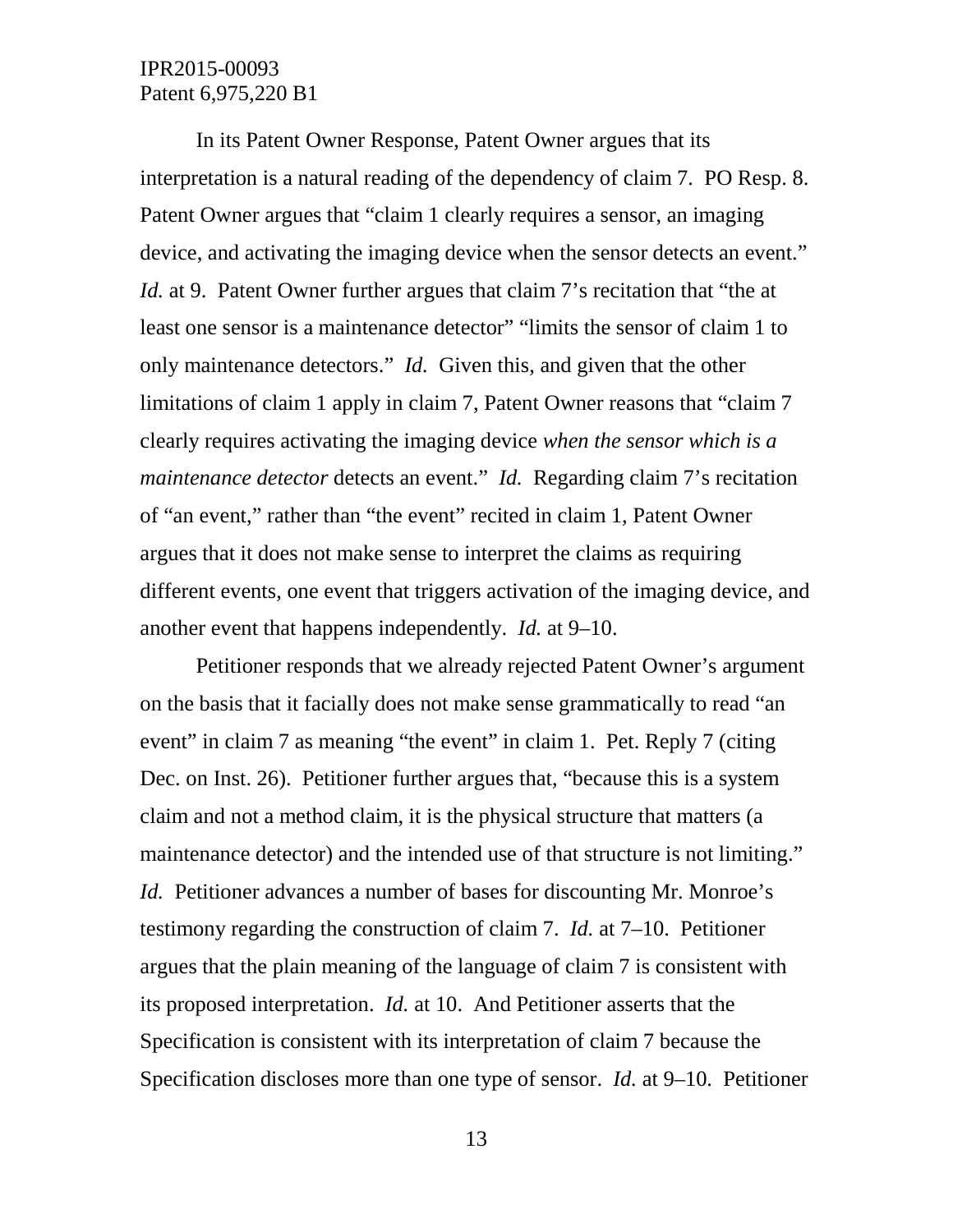In its Patent Owner Response, Patent Owner argues that its interpretation is a natural reading of the dependency of claim 7. PO Resp. 8. Patent Owner argues that "claim 1 clearly requires a sensor, an imaging device, and activating the imaging device when the sensor detects an event." *Id.* at 9. Patent Owner further argues that claim 7's recitation that "the at least one sensor is a maintenance detector" "limits the sensor of claim 1 to only maintenance detectors." *Id.* Given this, and given that the other limitations of claim 1 apply in claim 7, Patent Owner reasons that "claim 7 clearly requires activating the imaging device *when the sensor which is a maintenance detector* detects an event." *Id.* Regarding claim 7's recitation of "an event," rather than "the event" recited in claim 1, Patent Owner argues that it does not make sense to interpret the claims as requiring different events, one event that triggers activation of the imaging device, and another event that happens independently. *Id.* at 9–10.

Petitioner responds that we already rejected Patent Owner's argument on the basis that it facially does not make sense grammatically to read "an event" in claim 7 as meaning "the event" in claim 1. Pet. Reply 7 (citing Dec. on Inst. 26). Petitioner further argues that, "because this is a system claim and not a method claim, it is the physical structure that matters (a maintenance detector) and the intended use of that structure is not limiting." *Id.* Petitioner advances a number of bases for discounting Mr. Monroe's testimony regarding the construction of claim 7. *Id.* at 7–10. Petitioner argues that the plain meaning of the language of claim 7 is consistent with its proposed interpretation. *Id.* at 10. And Petitioner asserts that the Specification is consistent with its interpretation of claim 7 because the Specification discloses more than one type of sensor. *Id.* at 9–10. Petitioner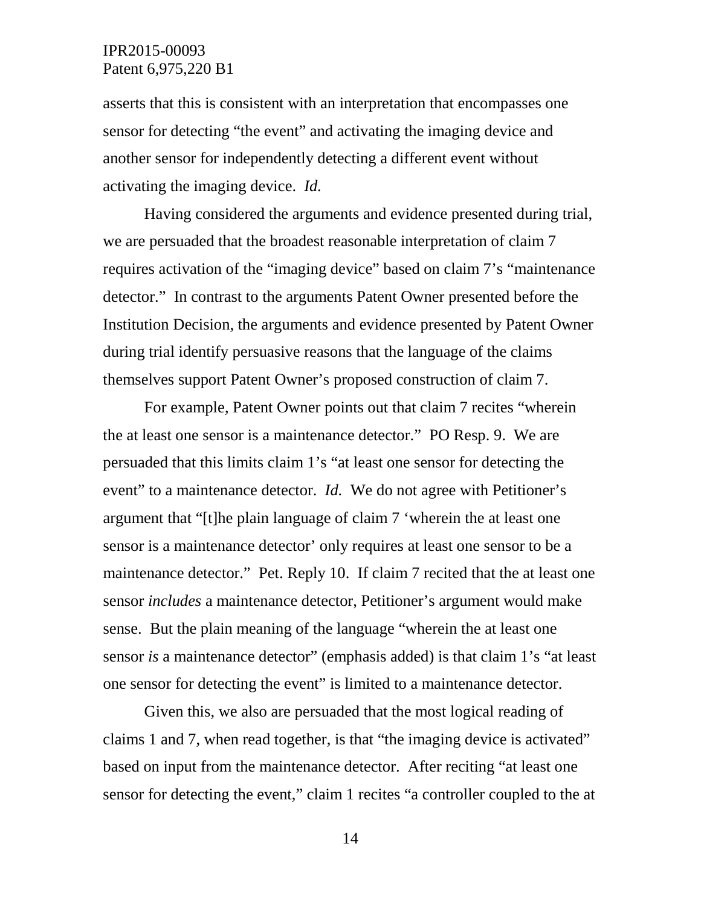asserts that this is consistent with an interpretation that encompasses one sensor for detecting "the event" and activating the imaging device and another sensor for independently detecting a different event without activating the imaging device. *Id.*

Having considered the arguments and evidence presented during trial, we are persuaded that the broadest reasonable interpretation of claim 7 requires activation of the "imaging device" based on claim 7's "maintenance detector." In contrast to the arguments Patent Owner presented before the Institution Decision, the arguments and evidence presented by Patent Owner during trial identify persuasive reasons that the language of the claims themselves support Patent Owner's proposed construction of claim 7.

For example, Patent Owner points out that claim 7 recites "wherein the at least one sensor is a maintenance detector." PO Resp. 9. We are persuaded that this limits claim 1's "at least one sensor for detecting the event" to a maintenance detector. *Id.* We do not agree with Petitioner's argument that "[t]he plain language of claim 7 'wherein the at least one sensor is a maintenance detector' only requires at least one sensor to be a maintenance detector." Pet. Reply 10. If claim 7 recited that the at least one sensor *includes* a maintenance detector, Petitioner's argument would make sense. But the plain meaning of the language "wherein the at least one sensor *is* a maintenance detector" (emphasis added) is that claim 1's "at least one sensor for detecting the event" is limited to a maintenance detector.

Given this, we also are persuaded that the most logical reading of claims 1 and 7, when read together, is that "the imaging device is activated" based on input from the maintenance detector. After reciting "at least one sensor for detecting the event," claim 1 recites "a controller coupled to the at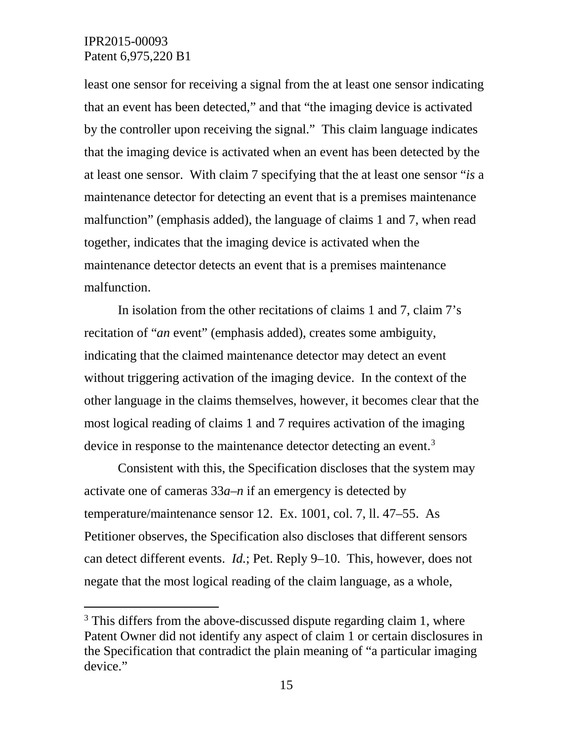least one sensor for receiving a signal from the at least one sensor indicating that an event has been detected," and that "the imaging device is activated by the controller upon receiving the signal." This claim language indicates that the imaging device is activated when an event has been detected by the at least one sensor. With claim 7 specifying that the at least one sensor "*is* a maintenance detector for detecting an event that is a premises maintenance malfunction" (emphasis added), the language of claims 1 and 7, when read together, indicates that the imaging device is activated when the maintenance detector detects an event that is a premises maintenance malfunction.

In isolation from the other recitations of claims 1 and 7, claim 7's recitation of "*an* event" (emphasis added), creates some ambiguity, indicating that the claimed maintenance detector may detect an event without triggering activation of the imaging device. In the context of the other language in the claims themselves, however, it becomes clear that the most logical reading of claims 1 and 7 requires activation of the imaging device in response to the maintenance detector detecting an event.[3]

Consistent with this, the Specification discloses that the system may activate one of cameras 33*a*–*n* if an emergency is detected by temperature/maintenance sensor 12. Ex. 1001, col. 7, ll. 47–55. As Petitioner observes, the Specification also discloses that different sensors can detect different events. *Id.*; Pet. Reply 9–10. This, however, does not negate that the most logical reading of the claim language, as a whole,

[3] This differs from the above-discussed dispute regarding claim 1, where Patent Owner did not identify any aspect of claim 1 or certain disclosures in the Specification that contradict the plain meaning of "a particular imaging device."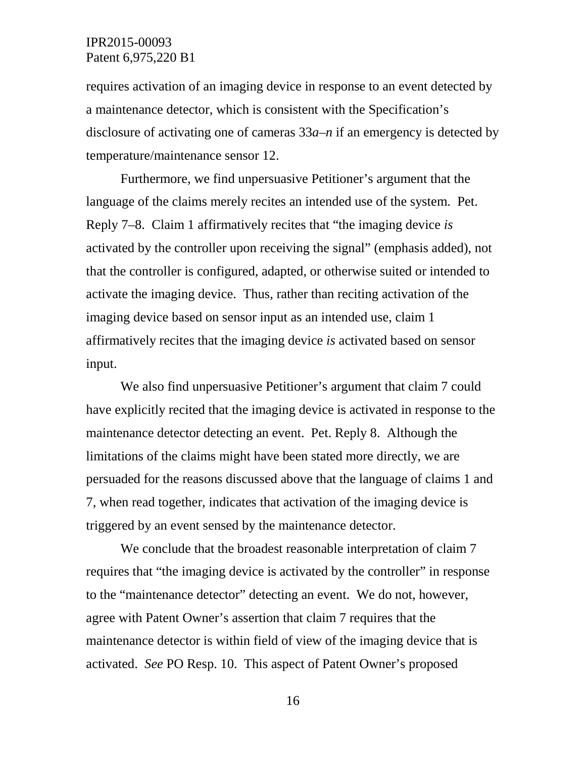requires activation of an imaging device in response to an event detected by a maintenance detector, which is consistent with the Specification's disclosure of activating one of cameras 33*a*–*n* if an emergency is detected by temperature/maintenance sensor 12.

Furthermore, we find unpersuasive Petitioner's argument that the language of the claims merely recites an intended use of the system. Pet. Reply 7–8. Claim 1 affirmatively recites that "the imaging device *is* activated by the controller upon receiving the signal" (emphasis added), not that the controller is configured, adapted, or otherwise suited or intended to activate the imaging device. Thus, rather than reciting activation of the imaging device based on sensor input as an intended use, claim 1 affirmatively recites that the imaging device *is* activated based on sensor input.

We also find unpersuasive Petitioner's argument that claim 7 could have explicitly recited that the imaging device is activated in response to the maintenance detector detecting an event. Pet. Reply 8. Although the limitations of the claims might have been stated more directly, we are persuaded for the reasons discussed above that the language of claims 1 and 7, when read together, indicates that activation of the imaging device is triggered by an event sensed by the maintenance detector.

We conclude that the broadest reasonable interpretation of claim 7 requires that "the imaging device is activated by the controller" in response to the "maintenance detector" detecting an event. We do not, however, agree with Patent Owner's assertion that claim 7 requires that the maintenance detector is within field of view of the imaging device that is activated. *See* PO Resp. 10. This aspect of Patent Owner's proposed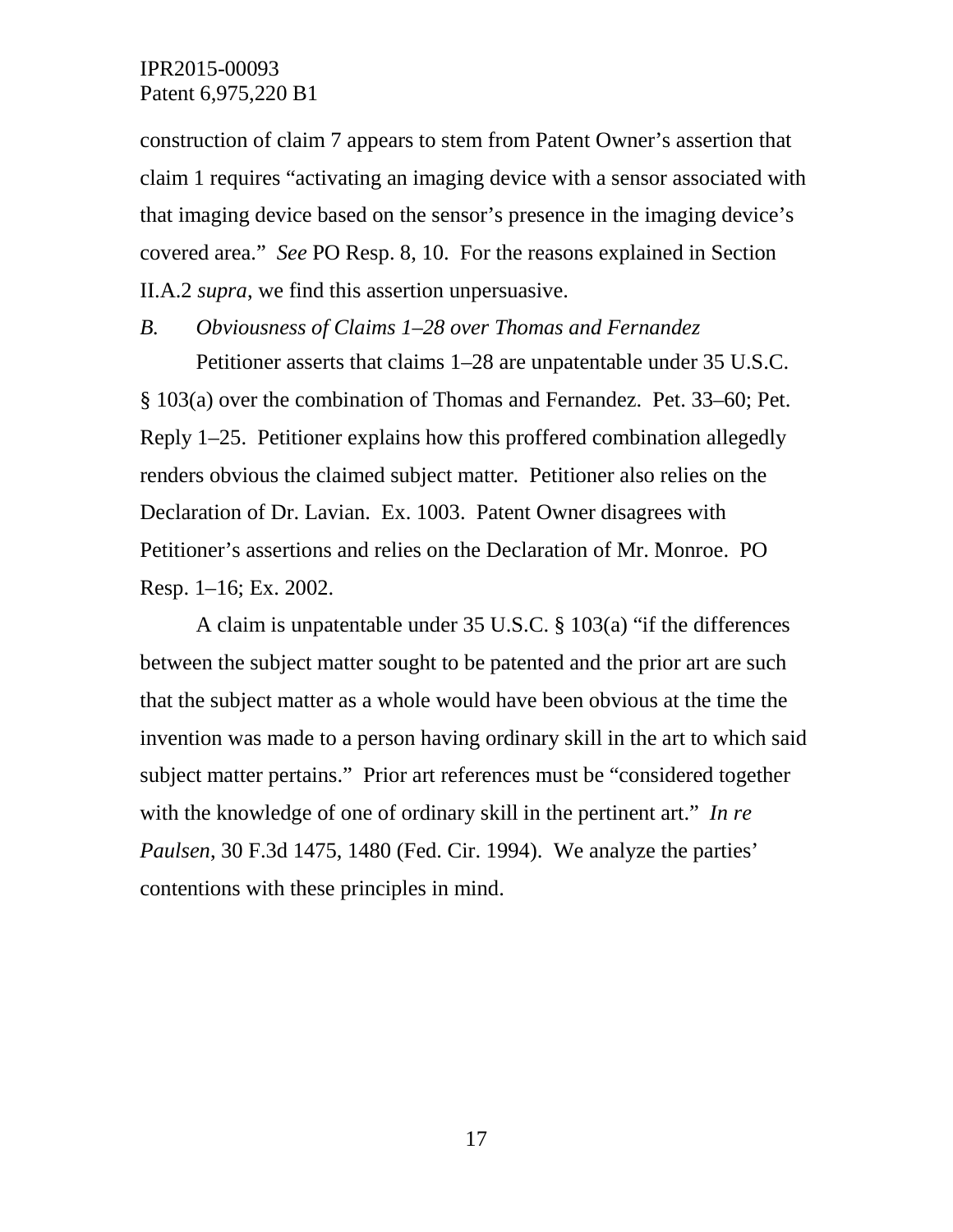construction of claim 7 appears to stem from Patent Owner's assertion that claim 1 requires "activating an imaging device with a sensor associated with that imaging device based on the sensor's presence in the imaging device's covered area." *See* PO Resp. 8, 10. For the reasons explained in Section II.A.2 *supra*, we find this assertion unpersuasive.

### *B. Obviousness of Claims 1–28 over Thomas and Fernandez*

Petitioner asserts that claims 1–28 are unpatentable under 35 U.S.C. § 103(a) over the combination of Thomas and Fernandez. Pet. 33–60; Pet. Reply 1–25. Petitioner explains how this proffered combination allegedly renders obvious the claimed subject matter. Petitioner also relies on the Declaration of Dr. Lavian. Ex. 1003. Patent Owner disagrees with Petitioner's assertions and relies on the Declaration of Mr. Monroe. PO Resp. 1–16; Ex. 2002.

A claim is unpatentable under 35 U.S.C. § 103(a) "if the differences between the subject matter sought to be patented and the prior art are such that the subject matter as a whole would have been obvious at the time the invention was made to a person having ordinary skill in the art to which said subject matter pertains." Prior art references must be "considered together with the knowledge of one of ordinary skill in the pertinent art." *In re Paulsen*, 30 F.3d 1475, 1480 (Fed. Cir. 1994). We analyze the parties' contentions with these principles in mind.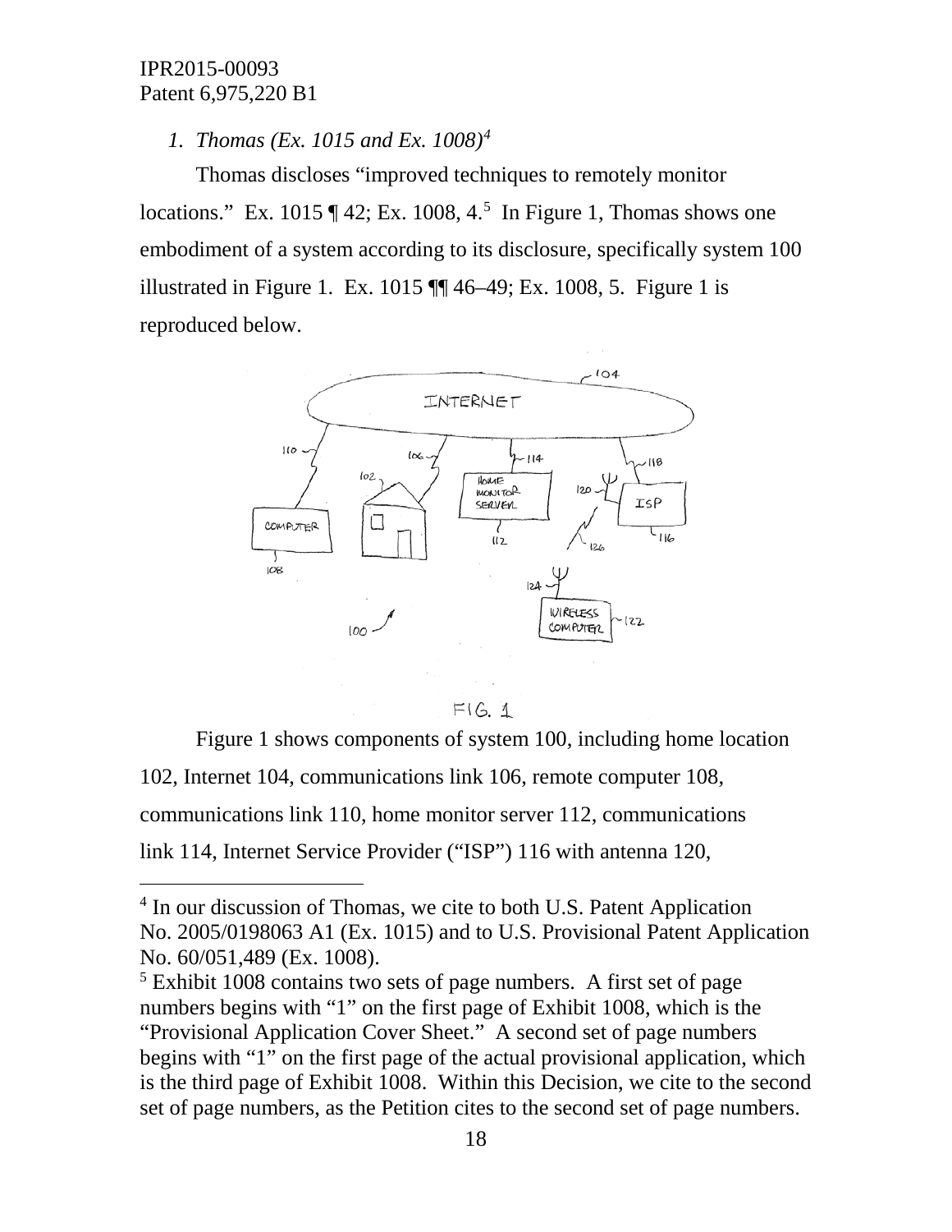*1. Thomas (Ex. 1015 and Ex. 1008)*[4]

Thomas discloses "improved techniques to remotely monitor locations." Ex. 1015 ¶ 42; Ex. 1008, 4.[5] In Figure 1, Thomas shows one embodiment of a system according to its disclosure, specifically system 100 illustrated in Figure 1. Ex. 1015 ¶¶ 46–49; Ex. 1008, 5. Figure 1 is reproduced below.

FIG. 1

Figure 1 shows components of system 100, including home location 102, Internet 104, communications link 106, remote computer 108, communications link 110, home monitor server 112, communications link 114, Internet Service Provider ("ISP") 116 with antenna 120,

---

[4] In our discussion of Thomas, we cite to both U.S. Patent Application No. 2005/0198063 A1 (Ex. 1015) and to U.S. Provisional Patent Application No. 60/051,489 (Ex. 1008).

[5] Exhibit 1008 contains two sets of page numbers. A first set of page numbers begins with "1" on the first page of Exhibit 1008, which is the "Provisional Application Cover Sheet." A second set of page numbers begins with "1" on the first page of the actual provisional application, which is the third page of Exhibit 1008. Within this Decision, we cite to the second set of page numbers, as the Petition cites to the second set of page numbers.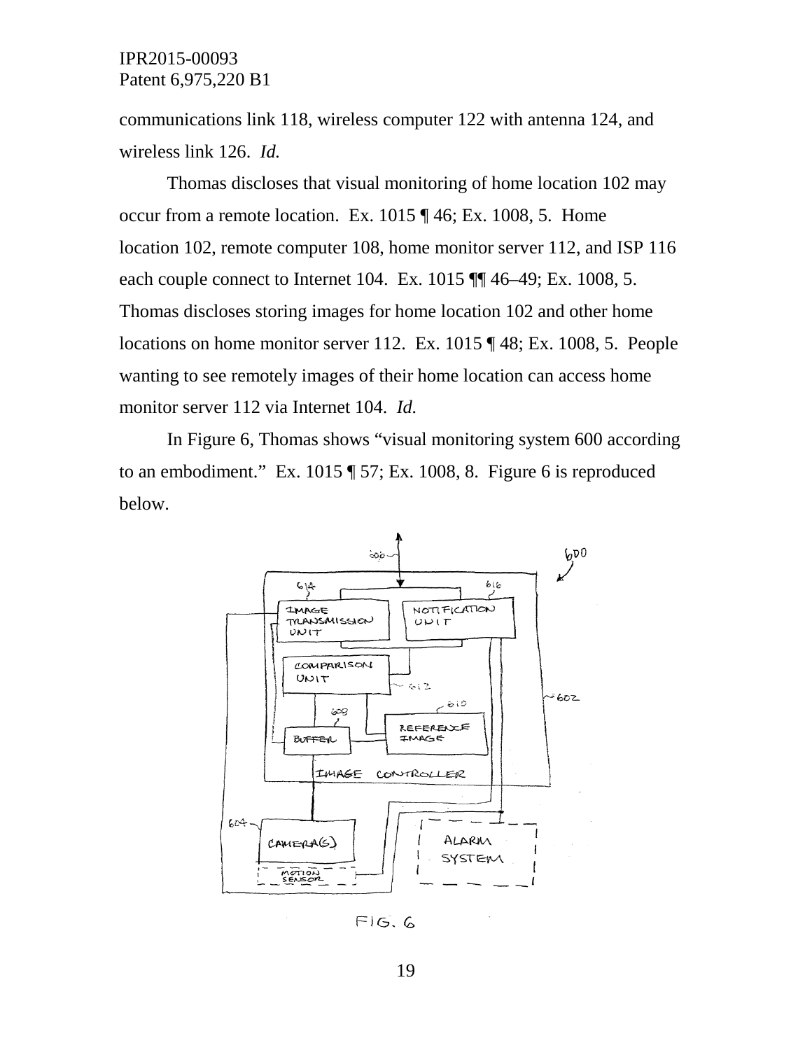communications link 118, wireless computer 122 with antenna 124, and wireless link 126. *Id.*

Thomas discloses that visual monitoring of home location 102 may occur from a remote location. Ex. 1015 ¶ 46; Ex. 1008, 5. Home location 102, remote computer 108, home monitor server 112, and ISP 116 each couple connect to Internet 104. Ex. 1015 ¶¶ 46–49; Ex. 1008, 5. Thomas discloses storing images for home location 102 and other home locations on home monitor server 112. Ex. 1015 ¶ 48; Ex. 1008, 5. People wanting to see remotely images of their home location can access home monitor server 112 via Internet 104. *Id.*

In Figure 6, Thomas shows "visual monitoring system 600 according to an embodiment." Ex. 1015 ¶ 57; Ex. 1008, 8. Figure 6 is reproduced below.

FIG. 6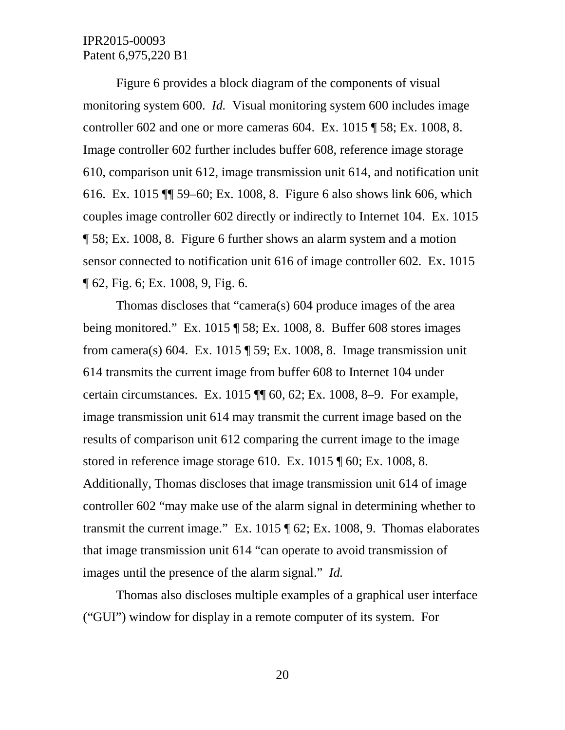Figure 6 provides a block diagram of the components of visual monitoring system 600. *Id.* Visual monitoring system 600 includes image controller 602 and one or more cameras 604. Ex. 1015 ¶ 58; Ex. 1008, 8. Image controller 602 further includes buffer 608, reference image storage 610, comparison unit 612, image transmission unit 614, and notification unit 616. Ex. 1015 ¶¶ 59–60; Ex. 1008, 8. Figure 6 also shows link 606, which couples image controller 602 directly or indirectly to Internet 104. Ex. 1015 ¶ 58; Ex. 1008, 8. Figure 6 further shows an alarm system and a motion sensor connected to notification unit 616 of image controller 602. Ex. 1015 ¶ 62, Fig. 6; Ex. 1008, 9, Fig. 6.

Thomas discloses that "camera(s) 604 produce images of the area being monitored." Ex. 1015 ¶ 58; Ex. 1008, 8. Buffer 608 stores images from camera(s) 604. Ex. 1015 ¶ 59; Ex. 1008, 8. Image transmission unit 614 transmits the current image from buffer 608 to Internet 104 under certain circumstances. Ex. 1015 ¶¶ 60, 62; Ex. 1008, 8–9. For example, image transmission unit 614 may transmit the current image based on the results of comparison unit 612 comparing the current image to the image stored in reference image storage 610. Ex. 1015 ¶ 60; Ex. 1008, 8. Additionally, Thomas discloses that image transmission unit 614 of image controller 602 "may make use of the alarm signal in determining whether to transmit the current image." Ex. 1015 ¶ 62; Ex. 1008, 9. Thomas elaborates that image transmission unit 614 "can operate to avoid transmission of images until the presence of the alarm signal." *Id.*

Thomas also discloses multiple examples of a graphical user interface ("GUI") window for display in a remote computer of its system. For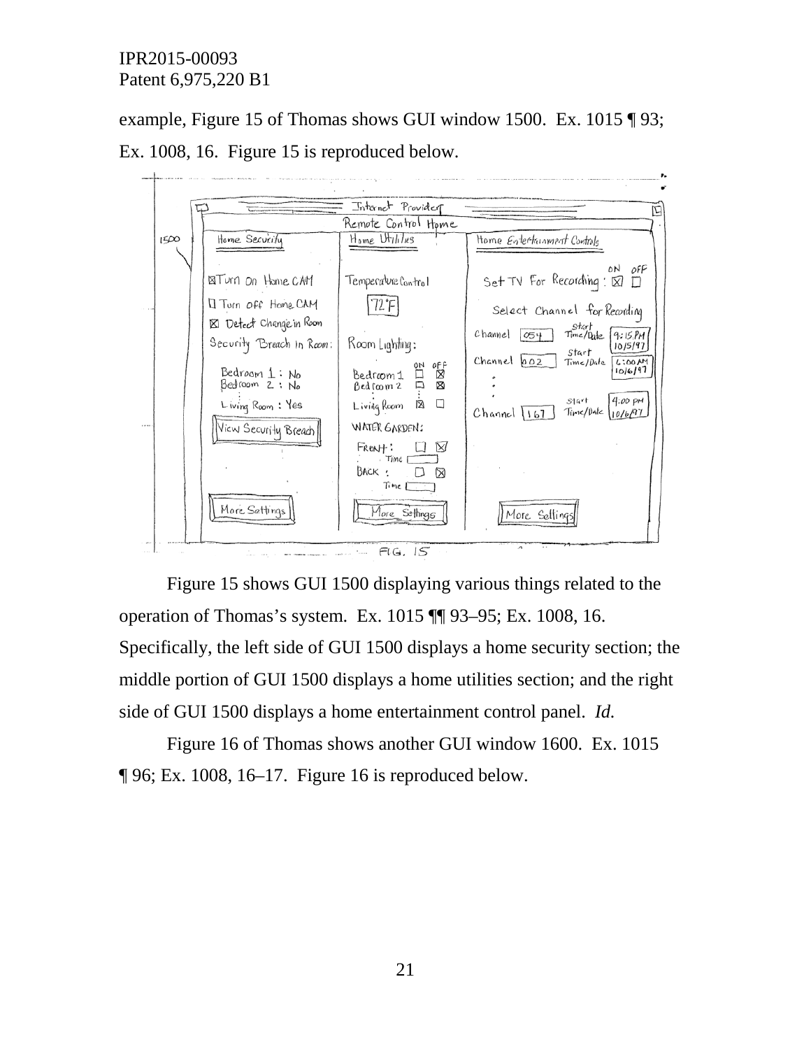example, Figure 15 of Thomas shows GUI window 1500. Ex. 1015 ¶ 93; Ex. 1008, 16. Figure 15 is reproduced below.

Figure 15 shows GUI 1500 displaying various things related to the operation of Thomas's system. Ex. 1015 ¶¶ 93–95; Ex. 1008, 16. Specifically, the left side of GUI 1500 displays a home security section; the middle portion of GUI 1500 displays a home utilities section; and the right side of GUI 1500 displays a home entertainment control panel. *Id.*

Figure 16 of Thomas shows another GUI window 1600. Ex. 1015 ¶ 96; Ex. 1008, 16–17. Figure 16 is reproduced below.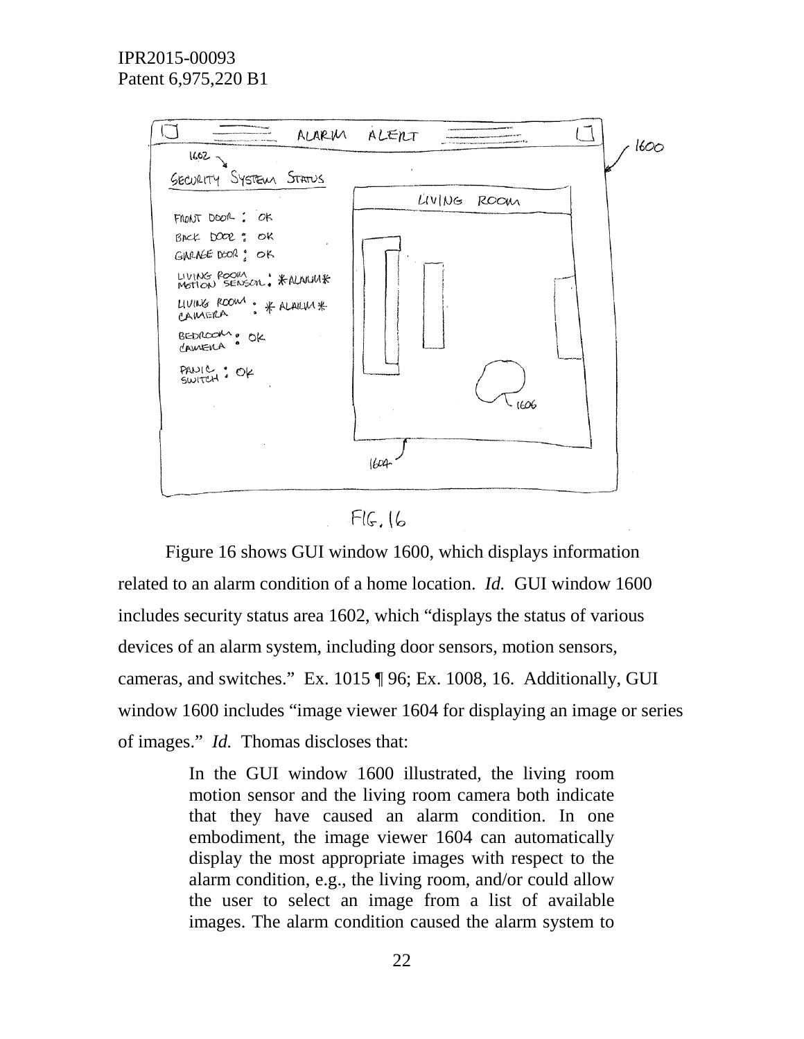FIG. 16

Figure 16 shows GUI window 1600, which displays information related to an alarm condition of a home location. *Id.* GUI window 1600 includes security status area 1602, which "displays the status of various devices of an alarm system, including door sensors, motion sensors, cameras, and switches." Ex. 1015 ¶ 96; Ex. 1008, 16. Additionally, GUI window 1600 includes "image viewer 1604 for displaying an image or series of images." *Id.* Thomas discloses that:

> In the GUI window 1600 illustrated, the living room motion sensor and the living room camera both indicate that they have caused an alarm condition. In one embodiment, the image viewer 1604 can automatically display the most appropriate images with respect to the alarm condition, e.g., the living room, and/or could allow the user to select an image from a list of available images. The alarm condition caused the alarm system to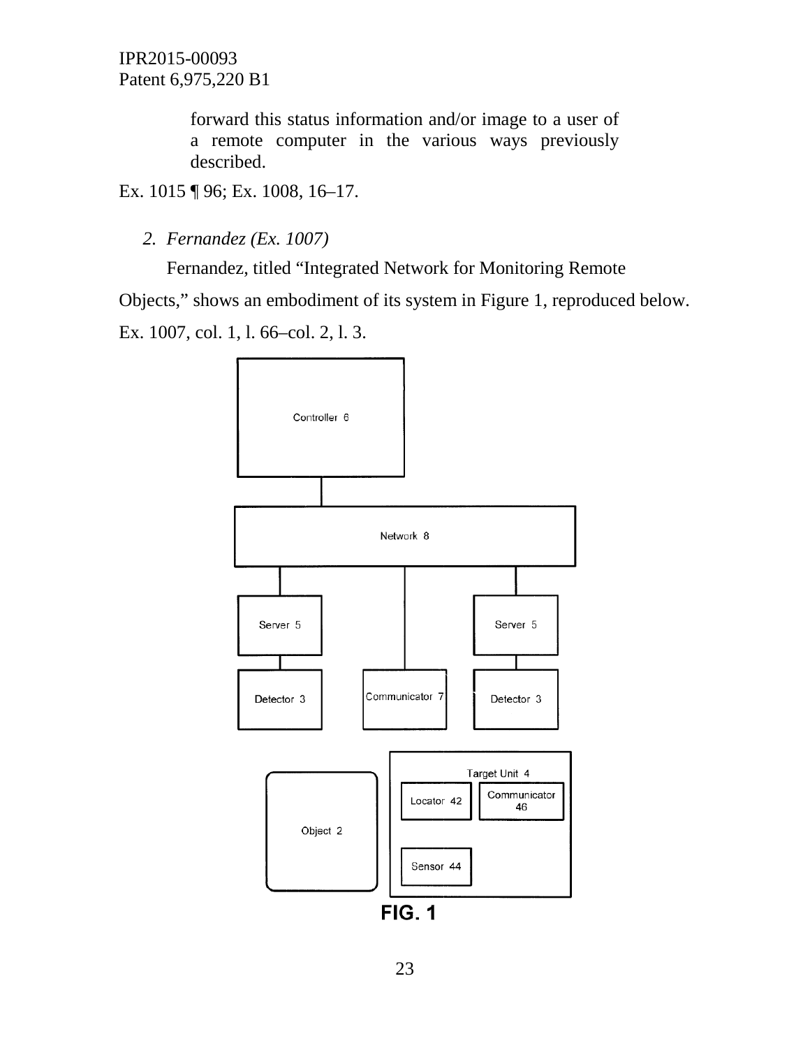> forward this status information and/or image to a user of a remote computer in the various ways previously described.

Ex. 1015 ¶ 96; Ex. 1008, 16–17.

2. *Fernandez (Ex. 1007)*

Fernandez, titled "Integrated Network for Monitoring Remote Objects," shows an embodiment of its system in Figure 1, reproduced below. Ex. 1007, col. 1, l. 66–col. 2, l. 3.

Controller 6

Network 8

Server 5

Server 5

Detector 3

Communicator 7

Detector 3

Object 2

Target Unit 4

Locator 42

Communicator 46

Sensor 44

**FIG. 1**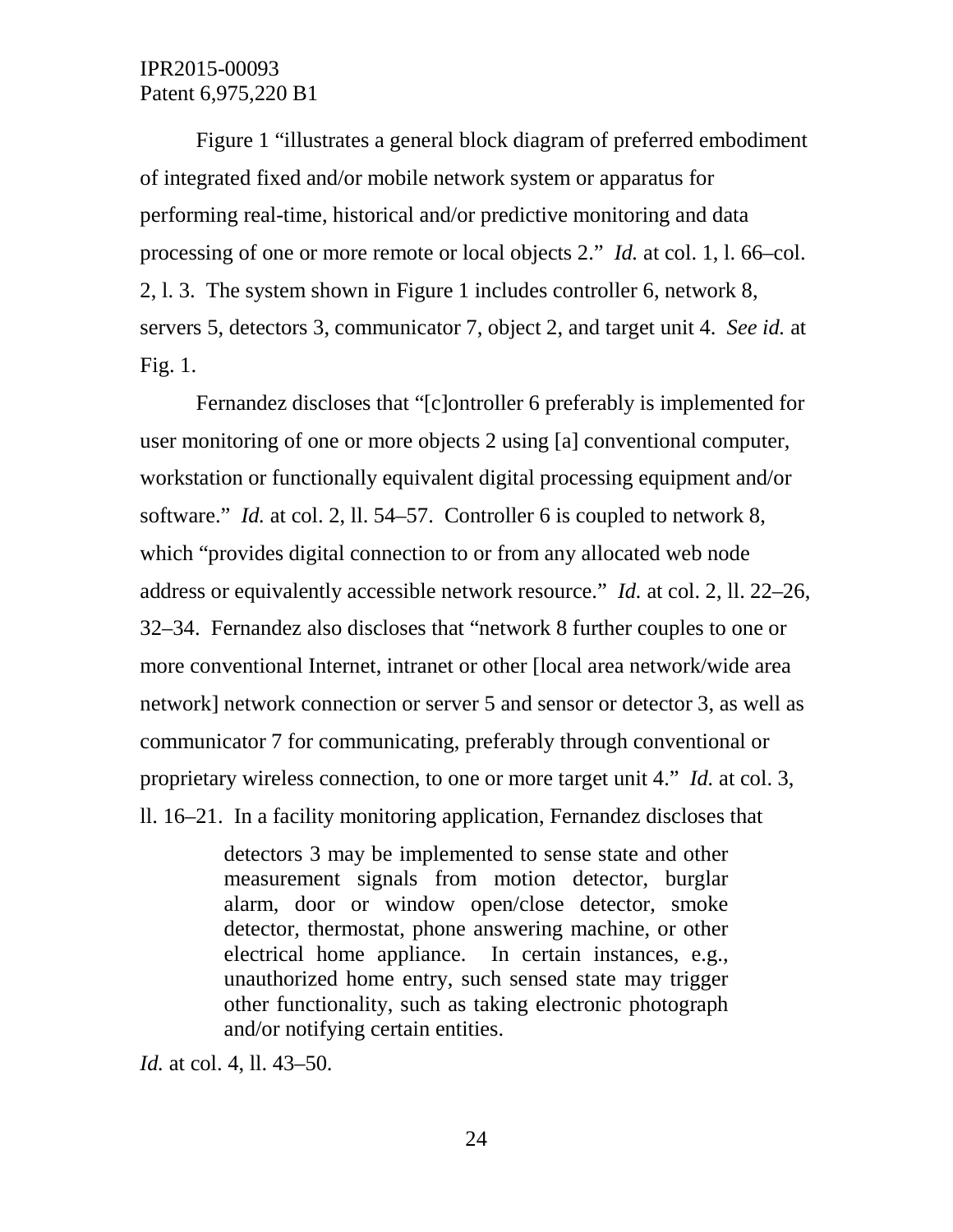Figure 1 "illustrates a general block diagram of preferred embodiment of integrated fixed and/or mobile network system or apparatus for performing real-time, historical and/or predictive monitoring and data processing of one or more remote or local objects 2." *Id.* at col. 1, l. 66–col. 2, l. 3. The system shown in Figure 1 includes controller 6, network 8, servers 5, detectors 3, communicator 7, object 2, and target unit 4. *See id.* at Fig. 1.

Fernandez discloses that "[c]ontroller 6 preferably is implemented for user monitoring of one or more objects 2 using [a] conventional computer, workstation or functionally equivalent digital processing equipment and/or software." *Id.* at col. 2, ll. 54–57. Controller 6 is coupled to network 8, which "provides digital connection to or from any allocated web node address or equivalently accessible network resource." *Id.* at col. 2, ll. 22–26, 32–34. Fernandez also discloses that "network 8 further couples to one or more conventional Internet, intranet or other [local area network/wide area network] network connection or server 5 and sensor or detector 3, as well as communicator 7 for communicating, preferably through conventional or proprietary wireless connection, to one or more target unit 4." *Id.* at col. 3, ll. 16–21. In a facility monitoring application, Fernandez discloses that

> detectors 3 may be implemented to sense state and other measurement signals from motion detector, burglar alarm, door or window open/close detector, smoke detector, thermostat, phone answering machine, or other electrical home appliance. In certain instances, e.g., unauthorized home entry, such sensed state may trigger other functionality, such as taking electronic photograph and/or notifying certain entities.

*Id.* at col. 4, ll. 43–50.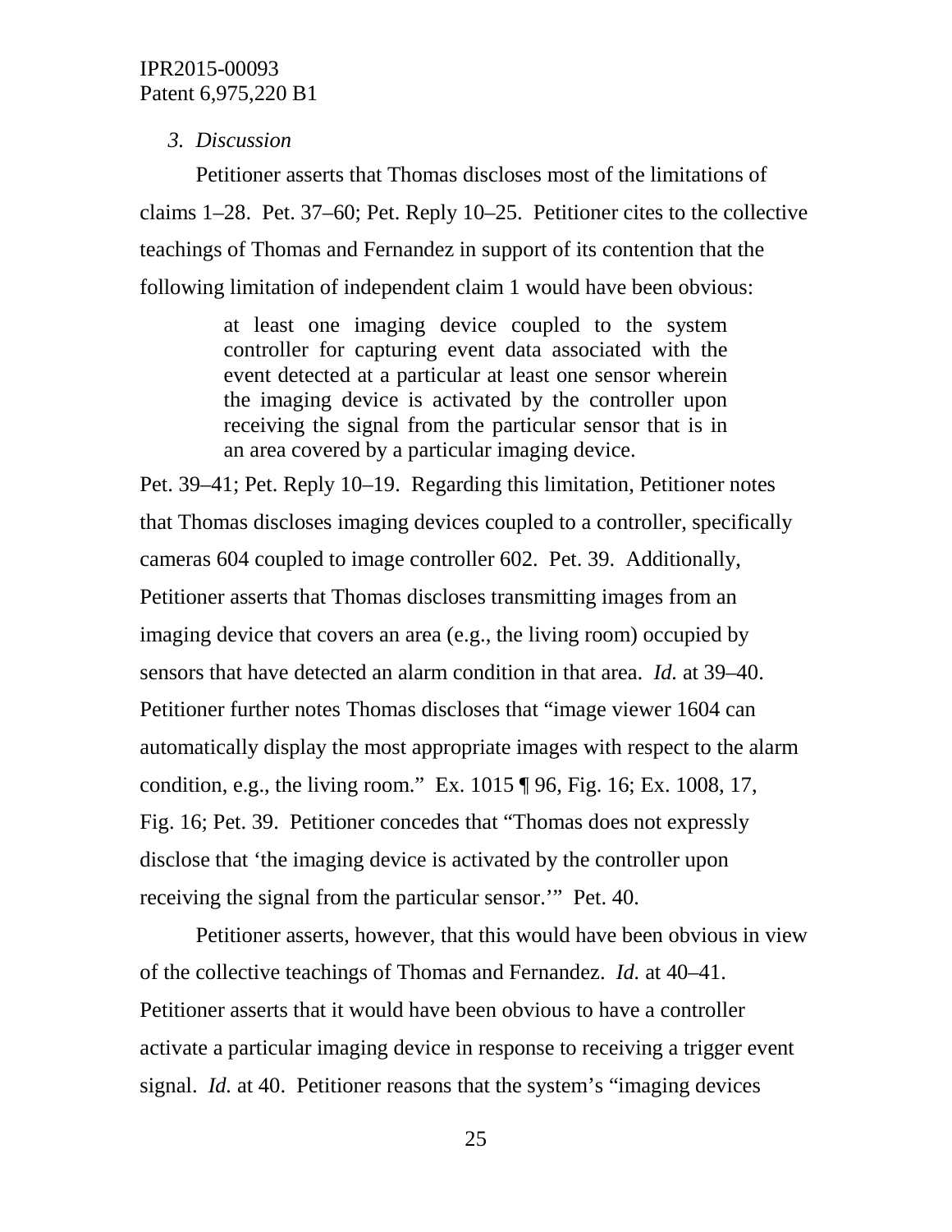*3. Discussion*

Petitioner asserts that Thomas discloses most of the limitations of claims 1–28. Pet. 37–60; Pet. Reply 10–25. Petitioner cites to the collective teachings of Thomas and Fernandez in support of its contention that the following limitation of independent claim 1 would have been obvious:

> at least one imaging device coupled to the system controller for capturing event data associated with the event detected at a particular at least one sensor wherein the imaging device is activated by the controller upon receiving the signal from the particular sensor that is in an area covered by a particular imaging device.

Pet. 39–41; Pet. Reply 10–19. Regarding this limitation, Petitioner notes that Thomas discloses imaging devices coupled to a controller, specifically cameras 604 coupled to image controller 602. Pet. 39. Additionally, Petitioner asserts that Thomas discloses transmitting images from an imaging device that covers an area (e.g., the living room) occupied by sensors that have detected an alarm condition in that area. *Id.* at 39–40. Petitioner further notes Thomas discloses that "image viewer 1604 can automatically display the most appropriate images with respect to the alarm condition, e.g., the living room." Ex. 1015 ¶ 96, Fig. 16; Ex. 1008, 17, Fig. 16; Pet. 39. Petitioner concedes that "Thomas does not expressly disclose that 'the imaging device is activated by the controller upon receiving the signal from the particular sensor.'" Pet. 40.

Petitioner asserts, however, that this would have been obvious in view of the collective teachings of Thomas and Fernandez. *Id.* at 40–41. Petitioner asserts that it would have been obvious to have a controller activate a particular imaging device in response to receiving a trigger event signal. *Id.* at 40. Petitioner reasons that the system's "imaging devices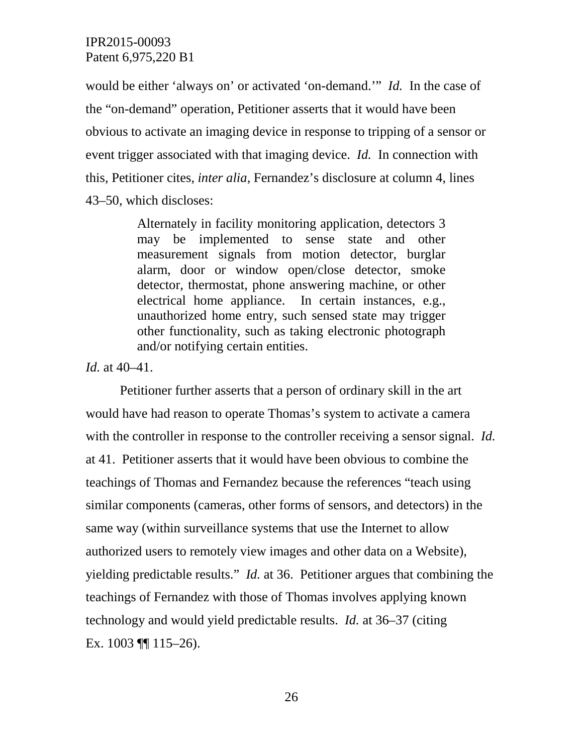would be either 'always on' or activated 'on-demand.'" *Id.* In the case of the "on-demand" operation, Petitioner asserts that it would have been obvious to activate an imaging device in response to tripping of a sensor or event trigger associated with that imaging device. *Id.* In connection with this, Petitioner cites, *inter alia*, Fernandez's disclosure at column 4, lines 43–50, which discloses:

> Alternately in facility monitoring application, detectors 3 may be implemented to sense state and other measurement signals from motion detector, burglar alarm, door or window open/close detector, smoke detector, thermostat, phone answering machine, or other electrical home appliance. In certain instances, e.g., unauthorized home entry, such sensed state may trigger other functionality, such as taking electronic photograph and/or notifying certain entities.

*Id.* at 40–41.

Petitioner further asserts that a person of ordinary skill in the art would have had reason to operate Thomas's system to activate a camera with the controller in response to the controller receiving a sensor signal. *Id.* at 41. Petitioner asserts that it would have been obvious to combine the teachings of Thomas and Fernandez because the references "teach using similar components (cameras, other forms of sensors, and detectors) in the same way (within surveillance systems that use the Internet to allow authorized users to remotely view images and other data on a Website), yielding predictable results." *Id.* at 36. Petitioner argues that combining the teachings of Fernandez with those of Thomas involves applying known technology and would yield predictable results. *Id.* at 36–37 (citing Ex. 1003 ¶¶ 115–26).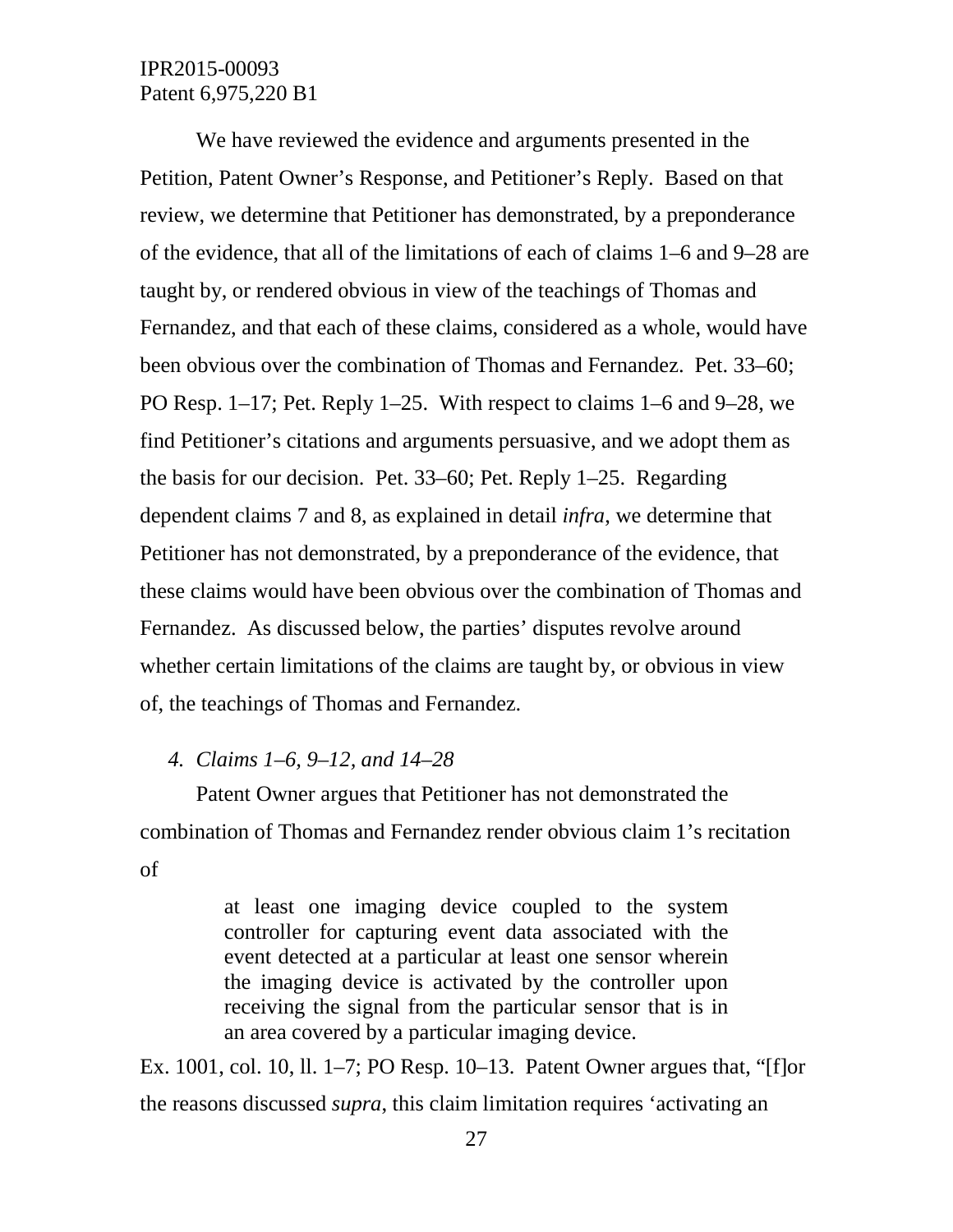We have reviewed the evidence and arguments presented in the Petition, Patent Owner's Response, and Petitioner's Reply. Based on that review, we determine that Petitioner has demonstrated, by a preponderance of the evidence, that all of the limitations of each of claims 1–6 and 9–28 are taught by, or rendered obvious in view of the teachings of Thomas and Fernandez, and that each of these claims, considered as a whole, would have been obvious over the combination of Thomas and Fernandez. Pet. 33–60; PO Resp. 1–17; Pet. Reply 1–25. With respect to claims 1–6 and 9–28, we find Petitioner's citations and arguments persuasive, and we adopt them as the basis for our decision. Pet. 33–60; Pet. Reply 1–25. Regarding dependent claims 7 and 8, as explained in detail *infra*, we determine that Petitioner has not demonstrated, by a preponderance of the evidence, that these claims would have been obvious over the combination of Thomas and Fernandez. As discussed below, the parties' disputes revolve around whether certain limitations of the claims are taught by, or obvious in view of, the teachings of Thomas and Fernandez.

#### *4. Claims 1–6, 9–12, and 14–28*

Patent Owner argues that Petitioner has not demonstrated the combination of Thomas and Fernandez render obvious claim 1's recitation of

> at least one imaging device coupled to the system controller for capturing event data associated with the event detected at a particular at least one sensor wherein the imaging device is activated by the controller upon receiving the signal from the particular sensor that is in an area covered by a particular imaging device.

Ex. 1001, col. 10, ll. 1–7; PO Resp. 10–13. Patent Owner argues that, "[f]or the reasons discussed *supra*, this claim limitation requires 'activating an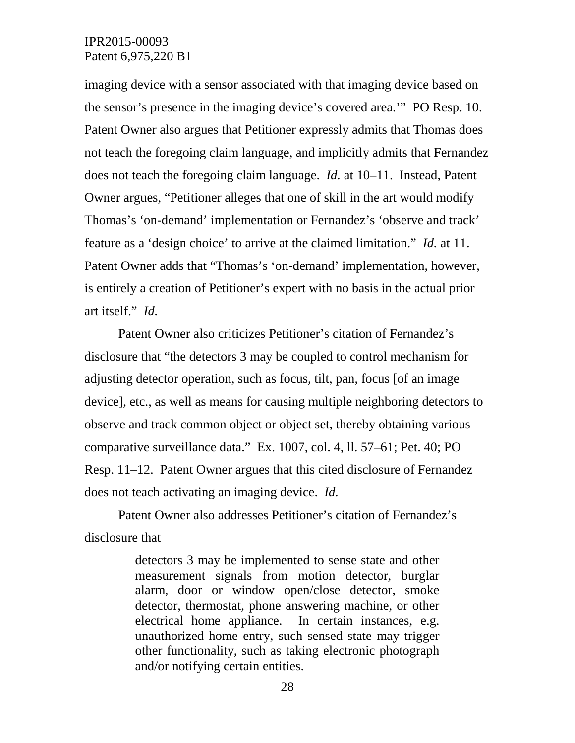imaging device with a sensor associated with that imaging device based on the sensor's presence in the imaging device's covered area.'" PO Resp. 10. Patent Owner also argues that Petitioner expressly admits that Thomas does not teach the foregoing claim language, and implicitly admits that Fernandez does not teach the foregoing claim language. *Id.* at 10–11. Instead, Patent Owner argues, "Petitioner alleges that one of skill in the art would modify Thomas's 'on-demand' implementation or Fernandez's 'observe and track' feature as a 'design choice' to arrive at the claimed limitation." *Id.* at 11. Patent Owner adds that "Thomas's 'on-demand' implementation, however, is entirely a creation of Petitioner's expert with no basis in the actual prior art itself." *Id.*

Patent Owner also criticizes Petitioner's citation of Fernandez's disclosure that "the detectors 3 may be coupled to control mechanism for adjusting detector operation, such as focus, tilt, pan, focus [of an image device], etc., as well as means for causing multiple neighboring detectors to observe and track common object or object set, thereby obtaining various comparative surveillance data." Ex. 1007, col. 4, ll. 57–61; Pet. 40; PO Resp. 11–12. Patent Owner argues that this cited disclosure of Fernandez does not teach activating an imaging device. *Id.*

Patent Owner also addresses Petitioner's citation of Fernandez's disclosure that

> detectors 3 may be implemented to sense state and other measurement signals from motion detector, burglar alarm, door or window open/close detector, smoke detector, thermostat, phone answering machine, or other electrical home appliance. In certain instances, e.g. unauthorized home entry, such sensed state may trigger other functionality, such as taking electronic photograph and/or notifying certain entities.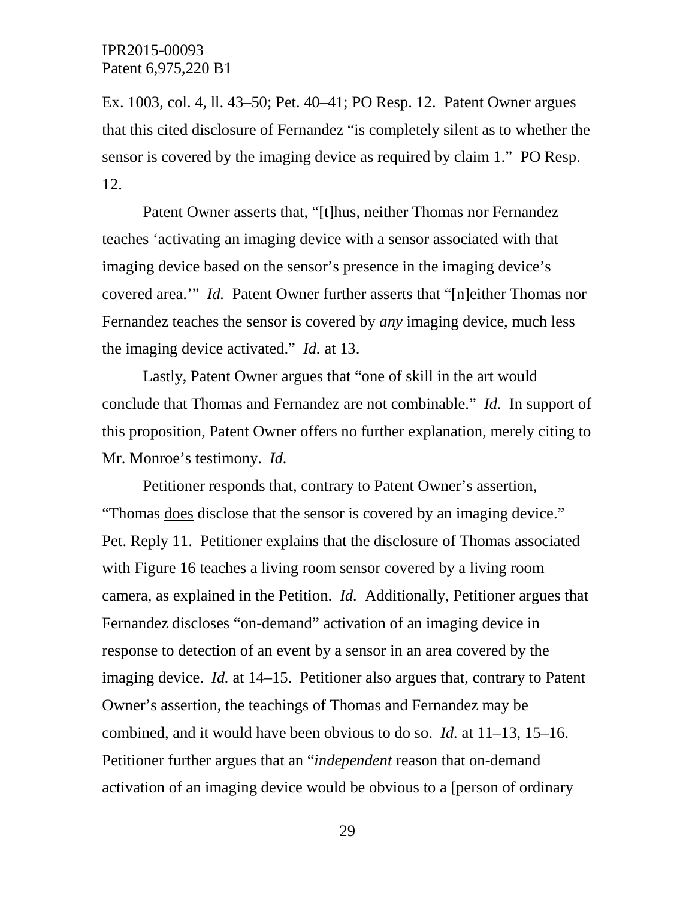Ex. 1003, col. 4, ll. 43–50; Pet. 40–41; PO Resp. 12. Patent Owner argues that this cited disclosure of Fernandez "is completely silent as to whether the sensor is covered by the imaging device as required by claim 1." PO Resp. 12.

Patent Owner asserts that, "[t]hus, neither Thomas nor Fernandez teaches 'activating an imaging device with a sensor associated with that imaging device based on the sensor's presence in the imaging device's covered area.'" *Id.* Patent Owner further asserts that "[n]either Thomas nor Fernandez teaches the sensor is covered by *any* imaging device, much less the imaging device activated." *Id.* at 13.

Lastly, Patent Owner argues that "one of skill in the art would conclude that Thomas and Fernandez are not combinable." *Id.* In support of this proposition, Patent Owner offers no further explanation, merely citing to Mr. Monroe's testimony. *Id.*

Petitioner responds that, contrary to Patent Owner's assertion, "Thomas <u>does</u> disclose that the sensor is covered by an imaging device." Pet. Reply 11. Petitioner explains that the disclosure of Thomas associated with Figure 16 teaches a living room sensor covered by a living room camera, as explained in the Petition. *Id.* Additionally, Petitioner argues that Fernandez discloses "on-demand" activation of an imaging device in response to detection of an event by a sensor in an area covered by the imaging device. *Id.* at 14–15. Petitioner also argues that, contrary to Patent Owner's assertion, the teachings of Thomas and Fernandez may be combined, and it would have been obvious to do so. *Id.* at 11–13, 15–16. Petitioner further argues that an "*independent* reason that on-demand activation of an imaging device would be obvious to a [person of ordinary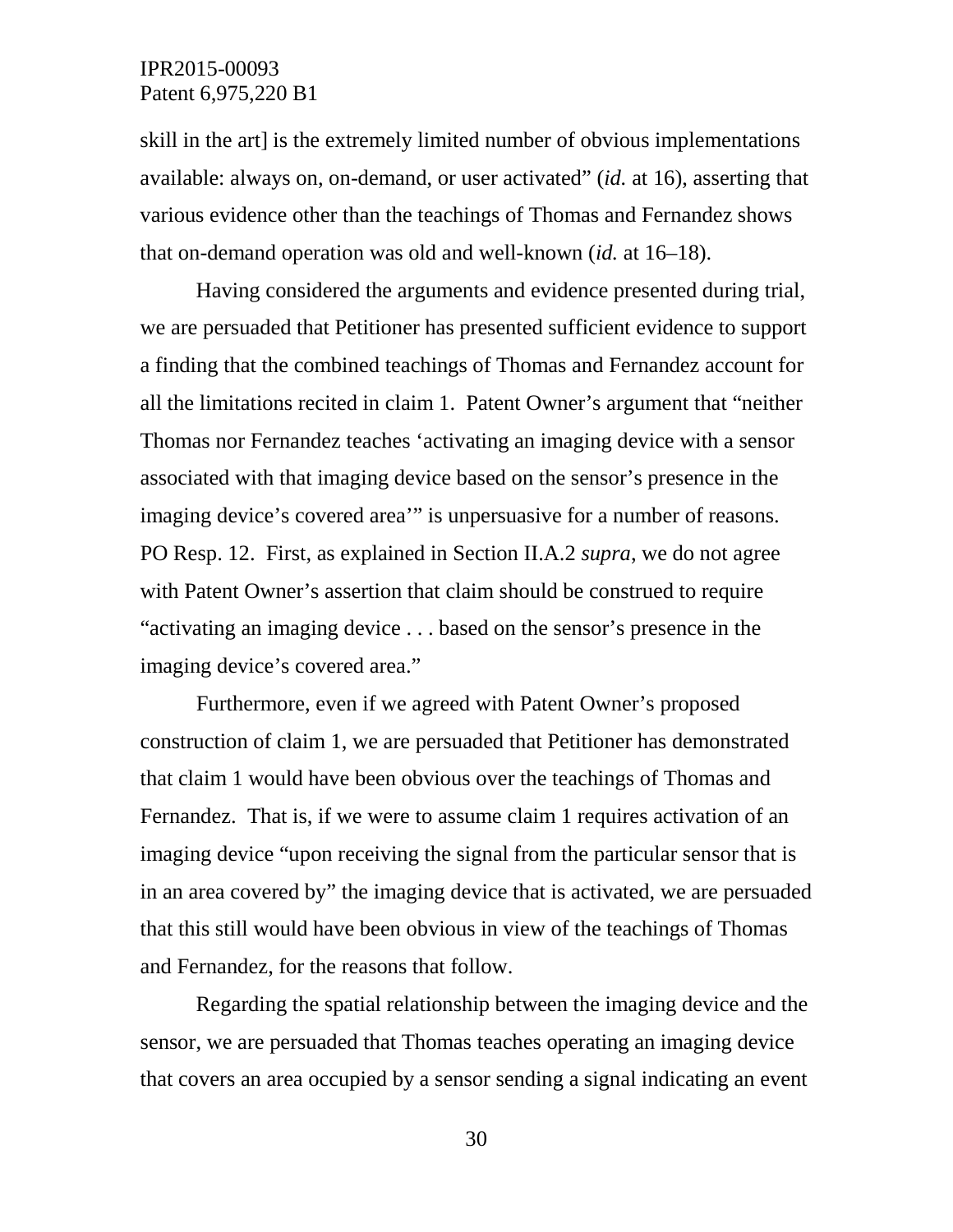skill in the art] is the extremely limited number of obvious implementations available: always on, on-demand, or user activated" (*id.* at 16), asserting that various evidence other than the teachings of Thomas and Fernandez shows that on-demand operation was old and well-known (*id.* at 16–18).

Having considered the arguments and evidence presented during trial, we are persuaded that Petitioner has presented sufficient evidence to support a finding that the combined teachings of Thomas and Fernandez account for all the limitations recited in claim 1. Patent Owner's argument that "neither Thomas nor Fernandez teaches 'activating an imaging device with a sensor associated with that imaging device based on the sensor's presence in the imaging device's covered area'" is unpersuasive for a number of reasons. PO Resp. 12. First, as explained in Section II.A.2 *supra*, we do not agree with Patent Owner's assertion that claim should be construed to require "activating an imaging device . . . based on the sensor's presence in the imaging device's covered area."

Furthermore, even if we agreed with Patent Owner's proposed construction of claim 1, we are persuaded that Petitioner has demonstrated that claim 1 would have been obvious over the teachings of Thomas and Fernandez. That is, if we were to assume claim 1 requires activation of an imaging device "upon receiving the signal from the particular sensor that is in an area covered by" the imaging device that is activated, we are persuaded that this still would have been obvious in view of the teachings of Thomas and Fernandez, for the reasons that follow.

Regarding the spatial relationship between the imaging device and the sensor, we are persuaded that Thomas teaches operating an imaging device that covers an area occupied by a sensor sending a signal indicating an event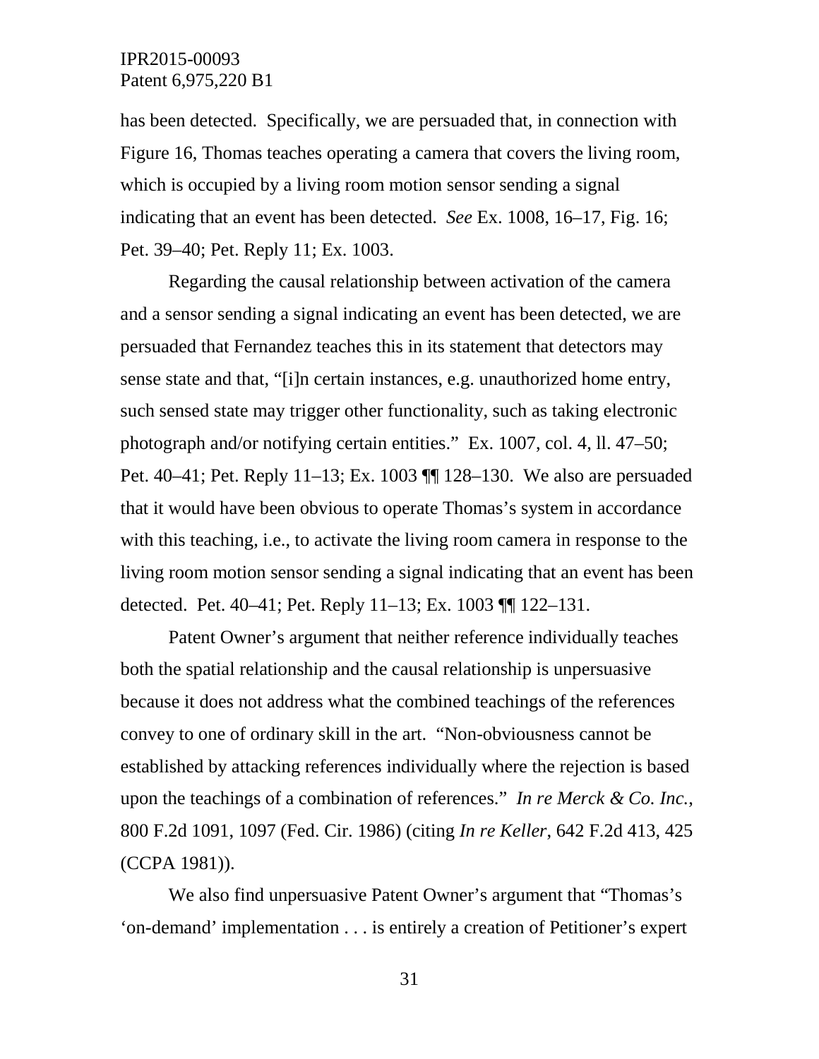has been detected. Specifically, we are persuaded that, in connection with Figure 16, Thomas teaches operating a camera that covers the living room, which is occupied by a living room motion sensor sending a signal indicating that an event has been detected. *See* Ex. 1008, 16–17, Fig. 16; Pet. 39–40; Pet. Reply 11; Ex. 1003.

Regarding the causal relationship between activation of the camera and a sensor sending a signal indicating an event has been detected, we are persuaded that Fernandez teaches this in its statement that detectors may sense state and that, "[i]n certain instances, e.g. unauthorized home entry, such sensed state may trigger other functionality, such as taking electronic photograph and/or notifying certain entities." Ex. 1007, col. 4, ll. 47–50; Pet. 40–41; Pet. Reply 11–13; Ex. 1003 ¶¶ 128–130. We also are persuaded that it would have been obvious to operate Thomas's system in accordance with this teaching, i.e., to activate the living room camera in response to the living room motion sensor sending a signal indicating that an event has been detected. Pet. 40–41; Pet. Reply 11–13; Ex. 1003 ¶¶ 122–131.

Patent Owner's argument that neither reference individually teaches both the spatial relationship and the causal relationship is unpersuasive because it does not address what the combined teachings of the references convey to one of ordinary skill in the art. "Non-obviousness cannot be established by attacking references individually where the rejection is based upon the teachings of a combination of references." *In re Merck & Co. Inc.*, 800 F.2d 1091, 1097 (Fed. Cir. 1986) (citing *In re Keller*, 642 F.2d 413, 425 (CCPA 1981)).

We also find unpersuasive Patent Owner's argument that "Thomas's 'on-demand' implementation . . . is entirely a creation of Petitioner's expert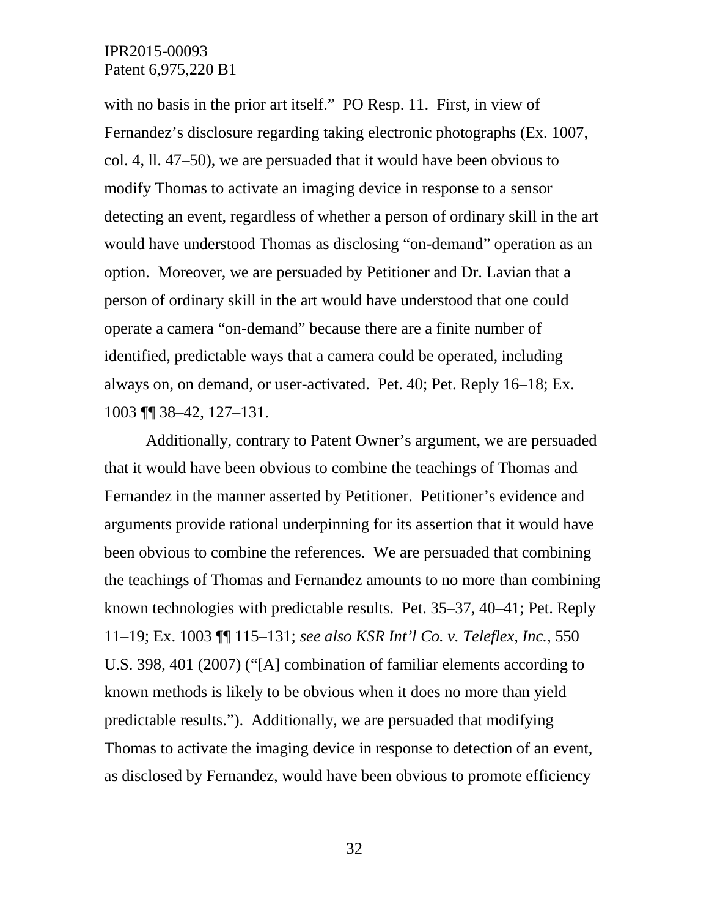with no basis in the prior art itself." PO Resp. 11. First, in view of Fernandez's disclosure regarding taking electronic photographs (Ex. 1007, col. 4, ll. 47–50), we are persuaded that it would have been obvious to modify Thomas to activate an imaging device in response to a sensor detecting an event, regardless of whether a person of ordinary skill in the art would have understood Thomas as disclosing "on-demand" operation as an option. Moreover, we are persuaded by Petitioner and Dr. Lavian that a person of ordinary skill in the art would have understood that one could operate a camera "on-demand" because there are a finite number of identified, predictable ways that a camera could be operated, including always on, on demand, or user-activated. Pet. 40; Pet. Reply 16–18; Ex. 1003 ¶¶ 38–42, 127–131.

Additionally, contrary to Patent Owner's argument, we are persuaded that it would have been obvious to combine the teachings of Thomas and Fernandez in the manner asserted by Petitioner. Petitioner's evidence and arguments provide rational underpinning for its assertion that it would have been obvious to combine the references. We are persuaded that combining the teachings of Thomas and Fernandez amounts to no more than combining known technologies with predictable results. Pet. 35–37, 40–41; Pet. Reply 11–19; Ex. 1003 ¶¶ 115–131; *see also KSR Int'l Co. v. Teleflex, Inc.*, 550 U.S. 398, 401 (2007) ("[A] combination of familiar elements according to known methods is likely to be obvious when it does no more than yield predictable results."). Additionally, we are persuaded that modifying Thomas to activate the imaging device in response to detection of an event, as disclosed by Fernandez, would have been obvious to promote efficiency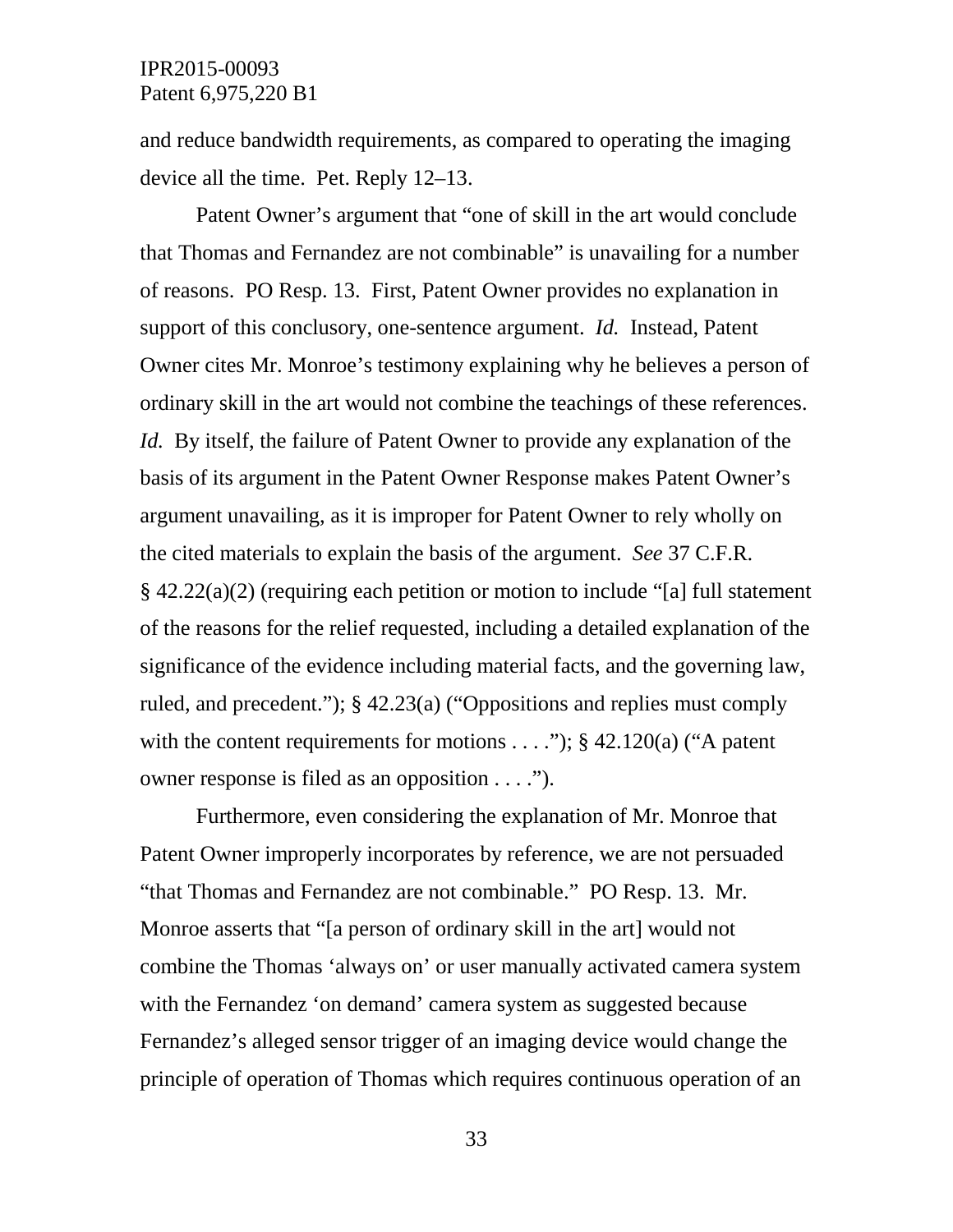and reduce bandwidth requirements, as compared to operating the imaging device all the time. Pet. Reply 12–13.

Patent Owner's argument that "one of skill in the art would conclude that Thomas and Fernandez are not combinable" is unavailing for a number of reasons. PO Resp. 13. First, Patent Owner provides no explanation in support of this conclusory, one-sentence argument. *Id.* Instead, Patent Owner cites Mr. Monroe's testimony explaining why he believes a person of ordinary skill in the art would not combine the teachings of these references. *Id.* By itself, the failure of Patent Owner to provide any explanation of the basis of its argument in the Patent Owner Response makes Patent Owner's argument unavailing, as it is improper for Patent Owner to rely wholly on the cited materials to explain the basis of the argument. *See* 37 C.F.R. § 42.22(a)(2) (requiring each petition or motion to include "[a] full statement of the reasons for the relief requested, including a detailed explanation of the significance of the evidence including material facts, and the governing law, ruled, and precedent."); § 42.23(a) ("Oppositions and replies must comply with the content requirements for motions . . . ."); § 42.120(a) ("A patent owner response is filed as an opposition . . . .").

Furthermore, even considering the explanation of Mr. Monroe that Patent Owner improperly incorporates by reference, we are not persuaded "that Thomas and Fernandez are not combinable." PO Resp. 13. Mr. Monroe asserts that "[a person of ordinary skill in the art] would not combine the Thomas 'always on' or user manually activated camera system with the Fernandez 'on demand' camera system as suggested because Fernandez's alleged sensor trigger of an imaging device would change the principle of operation of Thomas which requires continuous operation of an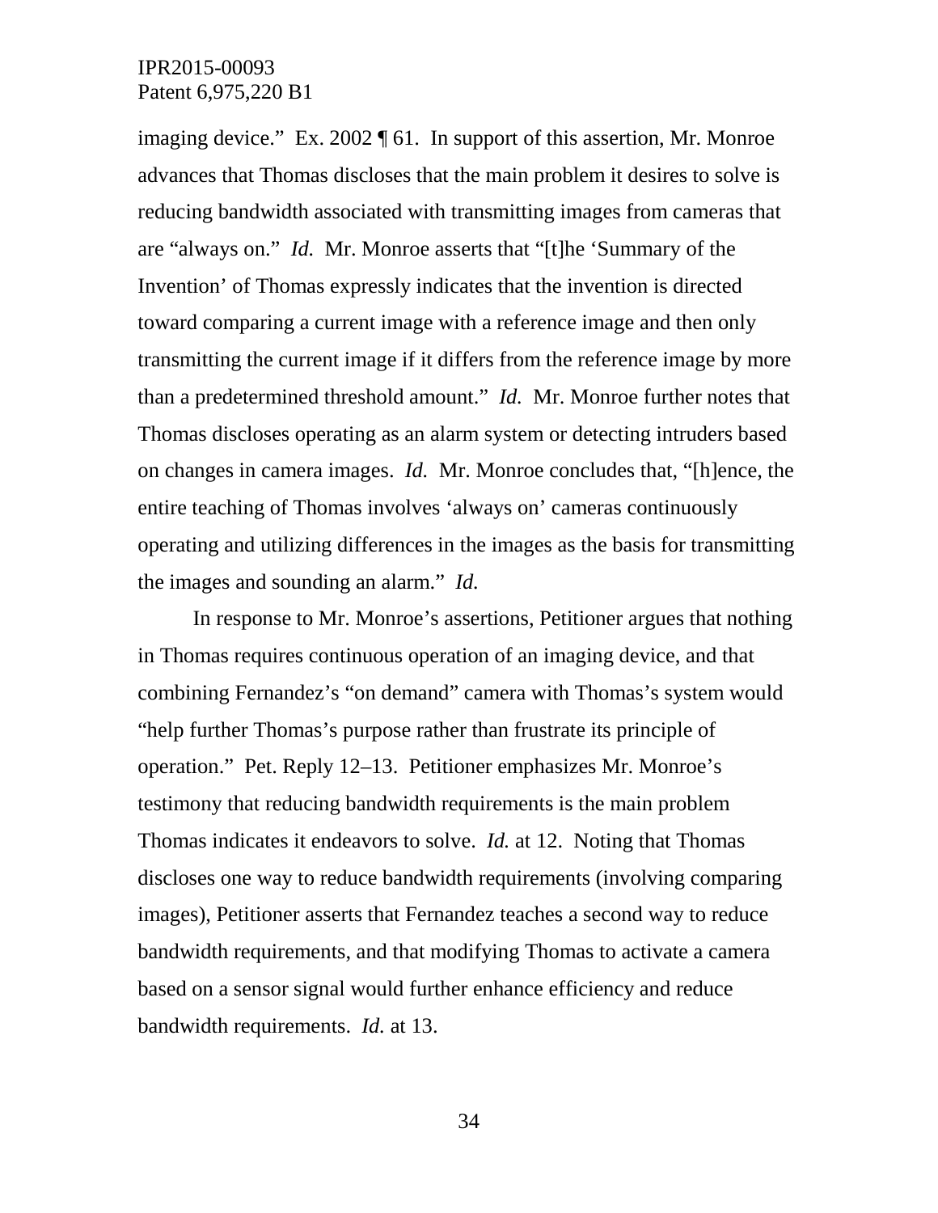imaging device." Ex. 2002 ¶ 61. In support of this assertion, Mr. Monroe advances that Thomas discloses that the main problem it desires to solve is reducing bandwidth associated with transmitting images from cameras that are "always on." *Id.* Mr. Monroe asserts that "[t]he 'Summary of the Invention' of Thomas expressly indicates that the invention is directed toward comparing a current image with a reference image and then only transmitting the current image if it differs from the reference image by more than a predetermined threshold amount." *Id.* Mr. Monroe further notes that Thomas discloses operating as an alarm system or detecting intruders based on changes in camera images. *Id.* Mr. Monroe concludes that, "[h]ence, the entire teaching of Thomas involves 'always on' cameras continuously operating and utilizing differences in the images as the basis for transmitting the images and sounding an alarm." *Id.*

In response to Mr. Monroe's assertions, Petitioner argues that nothing in Thomas requires continuous operation of an imaging device, and that combining Fernandez's "on demand" camera with Thomas's system would "help further Thomas's purpose rather than frustrate its principle of operation." Pet. Reply 12–13. Petitioner emphasizes Mr. Monroe's testimony that reducing bandwidth requirements is the main problem Thomas indicates it endeavors to solve. *Id.* at 12. Noting that Thomas discloses one way to reduce bandwidth requirements (involving comparing images), Petitioner asserts that Fernandez teaches a second way to reduce bandwidth requirements, and that modifying Thomas to activate a camera based on a sensor signal would further enhance efficiency and reduce bandwidth requirements. *Id.* at 13.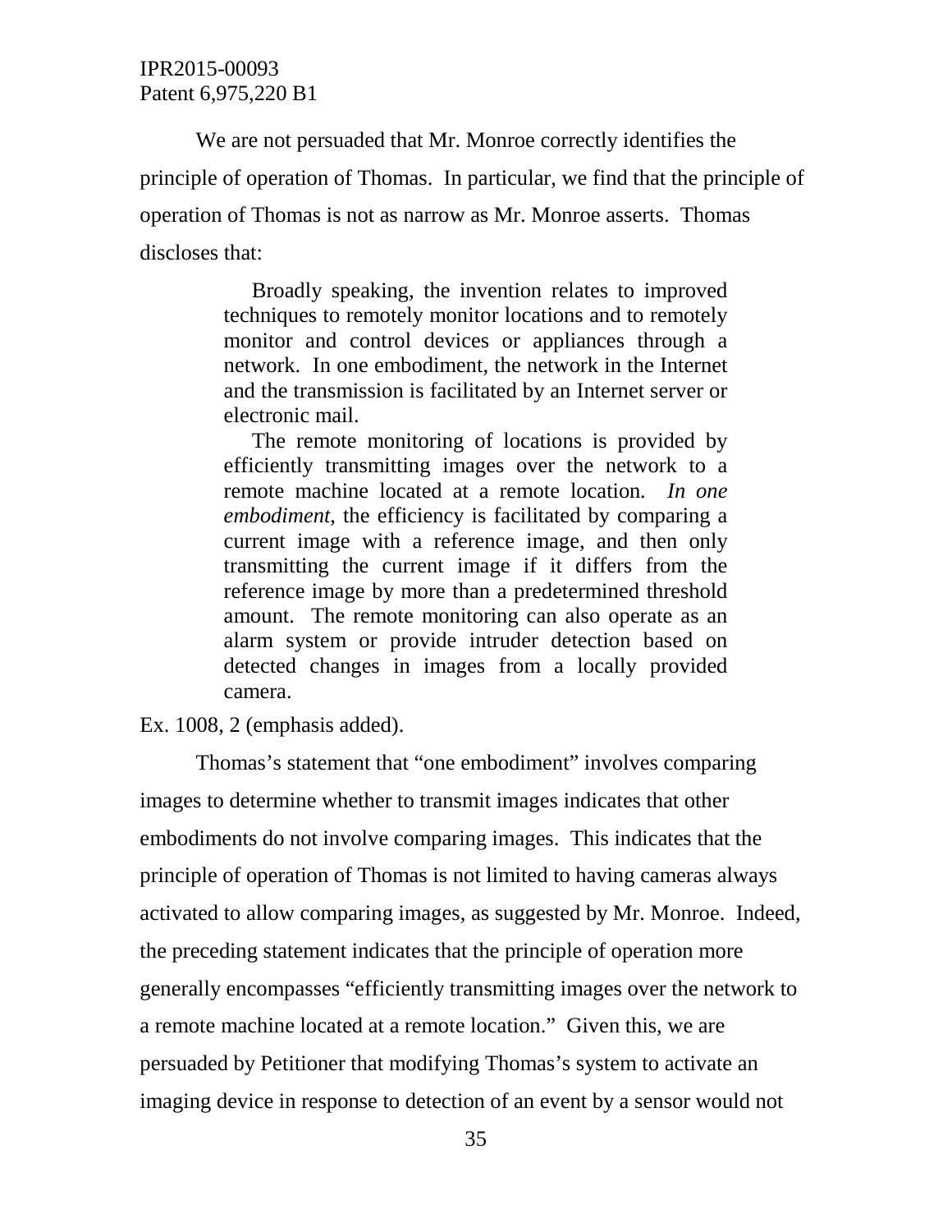We are not persuaded that Mr. Monroe correctly identifies the principle of operation of Thomas. In particular, we find that the principle of operation of Thomas is not as narrow as Mr. Monroe asserts. Thomas discloses that:

> Broadly speaking, the invention relates to improved techniques to remotely monitor locations and to remotely monitor and control devices or appliances through a network. In one embodiment, the network in the Internet and the transmission is facilitated by an Internet server or electronic mail.
>
> The remote monitoring of locations is provided by efficiently transmitting images over the network to a remote machine located at a remote location. *In one embodiment*, the efficiency is facilitated by comparing a current image with a reference image, and then only transmitting the current image if it differs from the reference image by more than a predetermined threshold amount. The remote monitoring can also operate as an alarm system or provide intruder detection based on detected changes in images from a locally provided camera.

Ex. 1008, 2 (emphasis added).

Thomas's statement that "one embodiment" involves comparing images to determine whether to transmit images indicates that other embodiments do not involve comparing images. This indicates that the principle of operation of Thomas is not limited to having cameras always activated to allow comparing images, as suggested by Mr. Monroe. Indeed, the preceding statement indicates that the principle of operation more generally encompasses "efficiently transmitting images over the network to a remote machine located at a remote location." Given this, we are persuaded by Petitioner that modifying Thomas's system to activate an imaging device in response to detection of an event by a sensor would not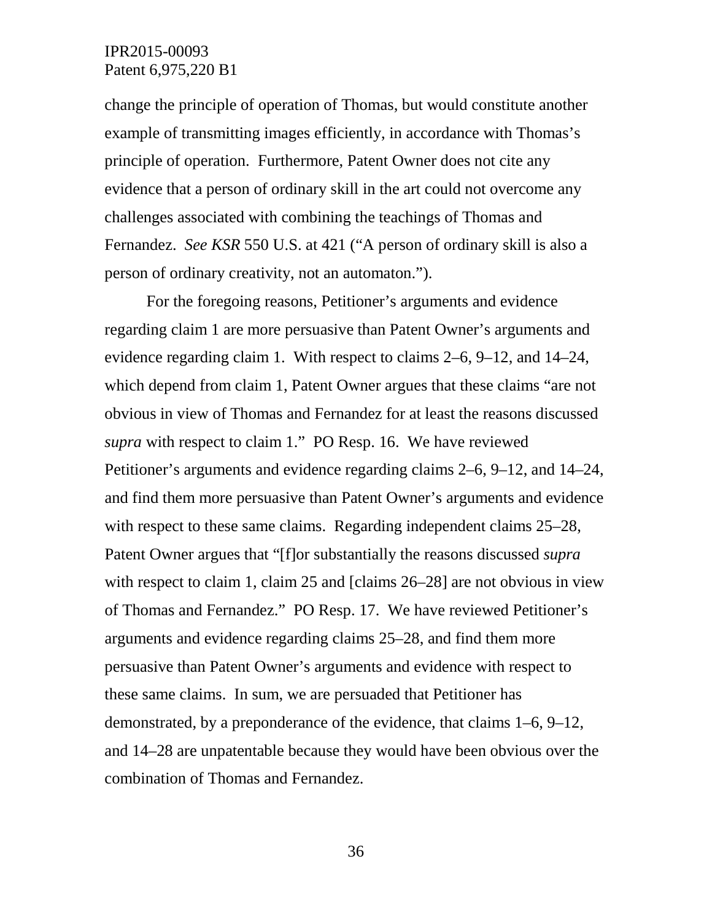change the principle of operation of Thomas, but would constitute another example of transmitting images efficiently, in accordance with Thomas's principle of operation. Furthermore, Patent Owner does not cite any evidence that a person of ordinary skill in the art could not overcome any challenges associated with combining the teachings of Thomas and Fernandez. *See KSR* 550 U.S. at 421 ("A person of ordinary skill is also a person of ordinary creativity, not an automaton.").

For the foregoing reasons, Petitioner's arguments and evidence regarding claim 1 are more persuasive than Patent Owner's arguments and evidence regarding claim 1. With respect to claims 2–6, 9–12, and 14–24, which depend from claim 1, Patent Owner argues that these claims "are not obvious in view of Thomas and Fernandez for at least the reasons discussed *supra* with respect to claim 1." PO Resp. 16. We have reviewed Petitioner's arguments and evidence regarding claims 2–6, 9–12, and 14–24, and find them more persuasive than Patent Owner's arguments and evidence with respect to these same claims. Regarding independent claims 25–28, Patent Owner argues that "[f]or substantially the reasons discussed *supra* with respect to claim 1, claim 25 and [claims 26–28] are not obvious in view of Thomas and Fernandez." PO Resp. 17. We have reviewed Petitioner's arguments and evidence regarding claims 25–28, and find them more persuasive than Patent Owner's arguments and evidence with respect to these same claims. In sum, we are persuaded that Petitioner has demonstrated, by a preponderance of the evidence, that claims 1–6, 9–12, and 14–28 are unpatentable because they would have been obvious over the combination of Thomas and Fernandez.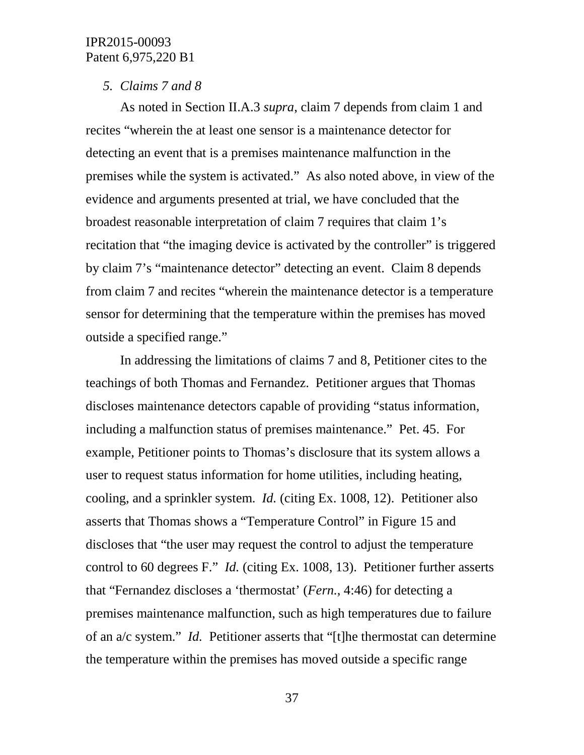*5. Claims 7 and 8*

As noted in Section II.A.3 *supra*, claim 7 depends from claim 1 and recites "wherein the at least one sensor is a maintenance detector for detecting an event that is a premises maintenance malfunction in the premises while the system is activated." As also noted above, in view of the evidence and arguments presented at trial, we have concluded that the broadest reasonable interpretation of claim 7 requires that claim 1's recitation that "the imaging device is activated by the controller" is triggered by claim 7's "maintenance detector" detecting an event. Claim 8 depends from claim 7 and recites "wherein the maintenance detector is a temperature sensor for determining that the temperature within the premises has moved outside a specified range."

In addressing the limitations of claims 7 and 8, Petitioner cites to the teachings of both Thomas and Fernandez. Petitioner argues that Thomas discloses maintenance detectors capable of providing "status information, including a malfunction status of premises maintenance." Pet. 45. For example, Petitioner points to Thomas's disclosure that its system allows a user to request status information for home utilities, including heating, cooling, and a sprinkler system. *Id.* (citing Ex. 1008, 12). Petitioner also asserts that Thomas shows a "Temperature Control" in Figure 15 and discloses that "the user may request the control to adjust the temperature control to 60 degrees F." *Id.* (citing Ex. 1008, 13). Petitioner further asserts that "Fernandez discloses a 'thermostat' (*Fern.*, 4:46) for detecting a premises maintenance malfunction, such as high temperatures due to failure of an a/c system." *Id.* Petitioner asserts that "[t]he thermostat can determine the temperature within the premises has moved outside a specific range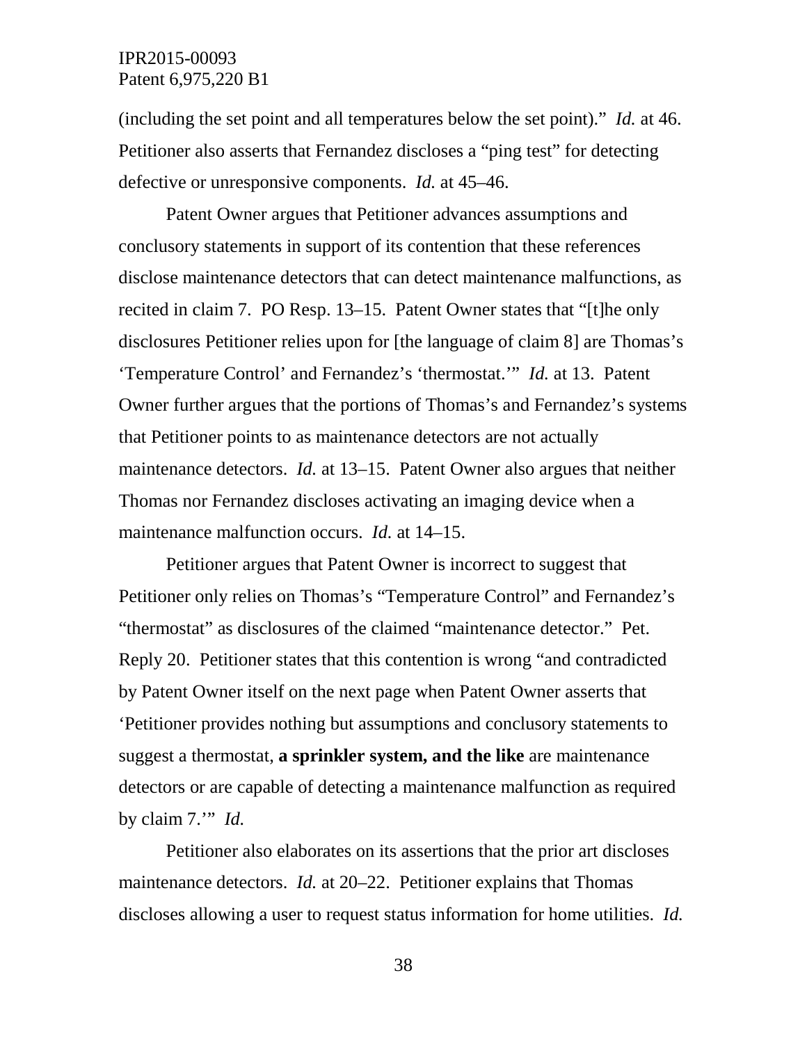(including the set point and all temperatures below the set point)." *Id.* at 46. Petitioner also asserts that Fernandez discloses a "ping test" for detecting defective or unresponsive components. *Id.* at 45–46.

Patent Owner argues that Petitioner advances assumptions and conclusory statements in support of its contention that these references disclose maintenance detectors that can detect maintenance malfunctions, as recited in claim 7. PO Resp. 13–15. Patent Owner states that "[t]he only disclosures Petitioner relies upon for [the language of claim 8] are Thomas's 'Temperature Control' and Fernandez's 'thermostat.'" *Id.* at 13. Patent Owner further argues that the portions of Thomas's and Fernandez's systems that Petitioner points to as maintenance detectors are not actually maintenance detectors. *Id.* at 13–15. Patent Owner also argues that neither Thomas nor Fernandez discloses activating an imaging device when a maintenance malfunction occurs. *Id.* at 14–15.

Petitioner argues that Patent Owner is incorrect to suggest that Petitioner only relies on Thomas's "Temperature Control" and Fernandez's "thermostat" as disclosures of the claimed "maintenance detector." Pet. Reply 20. Petitioner states that this contention is wrong "and contradicted by Patent Owner itself on the next page when Patent Owner asserts that 'Petitioner provides nothing but assumptions and conclusory statements to suggest a thermostat, **a sprinkler system, and the like** are maintenance detectors or are capable of detecting a maintenance malfunction as required by claim 7.'" *Id.*

Petitioner also elaborates on its assertions that the prior art discloses maintenance detectors. *Id.* at 20–22. Petitioner explains that Thomas discloses allowing a user to request status information for home utilities. *Id.*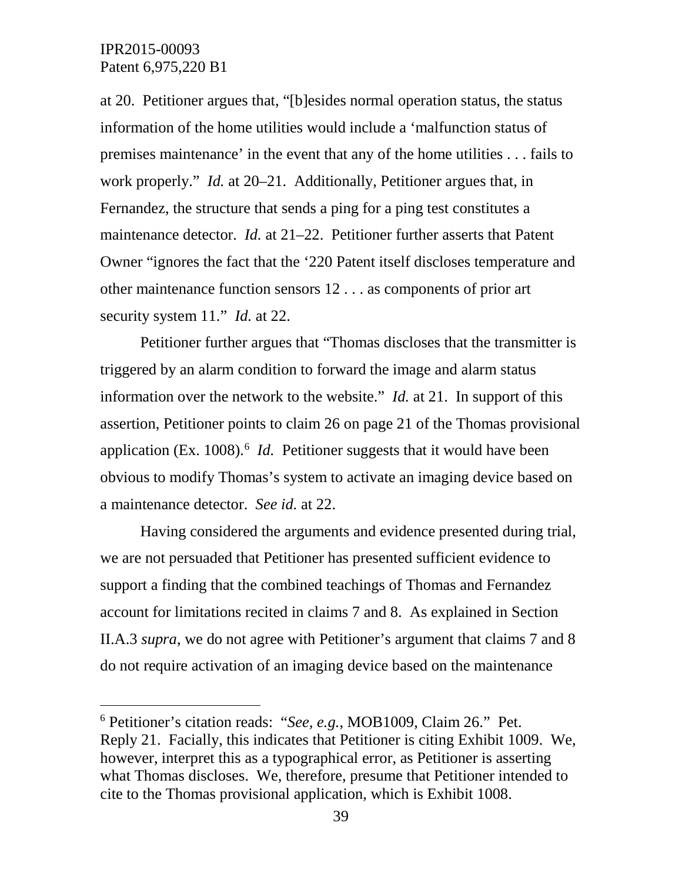at 20. Petitioner argues that, "[b]esides normal operation status, the status information of the home utilities would include a 'malfunction status of premises maintenance' in the event that any of the home utilities . . . fails to work properly." *Id.* at 20–21. Additionally, Petitioner argues that, in Fernandez, the structure that sends a ping for a ping test constitutes a maintenance detector. *Id.* at 21–22. Petitioner further asserts that Patent Owner "ignores the fact that the '220 Patent itself discloses temperature and other maintenance function sensors 12 . . . as components of prior art security system 11." *Id.* at 22.

Petitioner further argues that "Thomas discloses that the transmitter is triggered by an alarm condition to forward the image and alarm status information over the network to the website." *Id.* at 21. In support of this assertion, Petitioner points to claim 26 on page 21 of the Thomas provisional application (Ex. 1008).[6] *Id.* Petitioner suggests that it would have been obvious to modify Thomas's system to activate an imaging device based on a maintenance detector. *See id.* at 22.

Having considered the arguments and evidence presented during trial, we are not persuaded that Petitioner has presented sufficient evidence to support a finding that the combined teachings of Thomas and Fernandez account for limitations recited in claims 7 and 8. As explained in Section II.A.3 *supra*, we do not agree with Petitioner's argument that claims 7 and 8 do not require activation of an imaging device based on the maintenance

---

[6] Petitioner's citation reads: "*See, e.g.*, MOB1009, Claim 26." Pet. Reply 21. Facially, this indicates that Petitioner is citing Exhibit 1009. We, however, interpret this as a typographical error, as Petitioner is asserting what Thomas discloses. We, therefore, presume that Petitioner intended to cite to the Thomas provisional application, which is Exhibit 1008.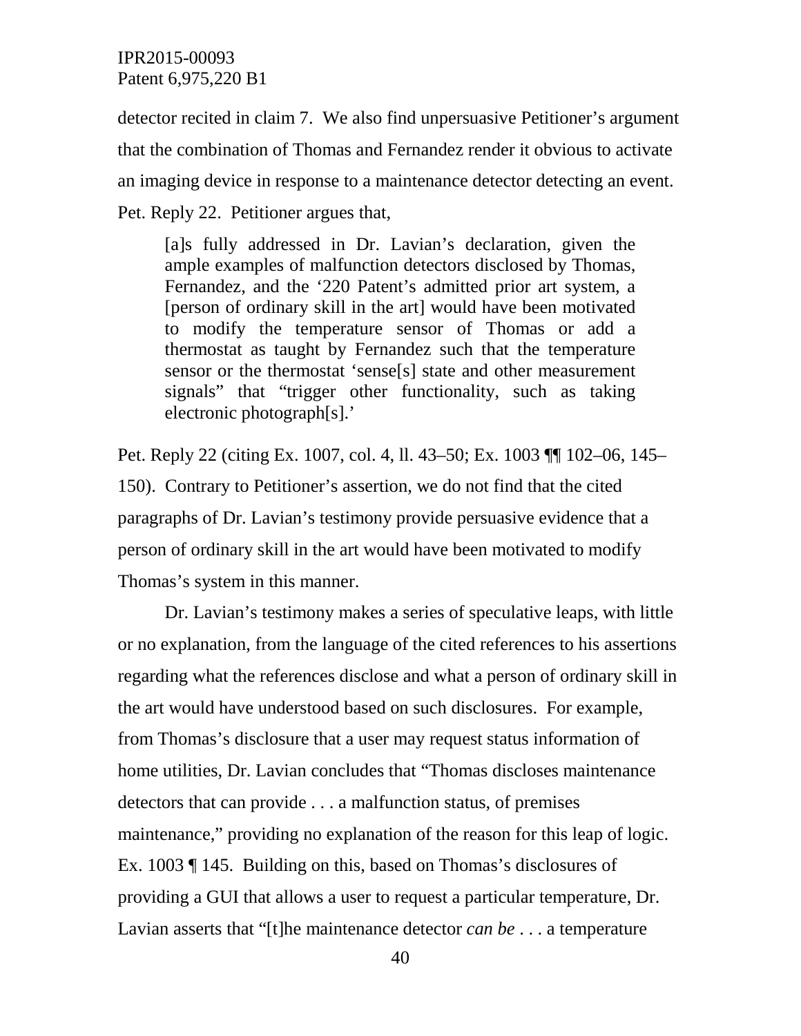detector recited in claim 7. We also find unpersuasive Petitioner's argument that the combination of Thomas and Fernandez render it obvious to activate an imaging device in response to a maintenance detector detecting an event. Pet. Reply 22. Petitioner argues that,

> [a]s fully addressed in Dr. Lavian's declaration, given the ample examples of malfunction detectors disclosed by Thomas, Fernandez, and the '220 Patent's admitted prior art system, a [person of ordinary skill in the art] would have been motivated to modify the temperature sensor of Thomas or add a thermostat as taught by Fernandez such that the temperature sensor or the thermostat 'sense[s] state and other measurement signals" that "trigger other functionality, such as taking electronic photograph[s].'

Pet. Reply 22 (citing Ex. 1007, col. 4, ll. 43–50; Ex. 1003 ¶¶ 102–06, 145–150). Contrary to Petitioner's assertion, we do not find that the cited paragraphs of Dr. Lavian's testimony provide persuasive evidence that a person of ordinary skill in the art would have been motivated to modify Thomas's system in this manner.

Dr. Lavian's testimony makes a series of speculative leaps, with little or no explanation, from the language of the cited references to his assertions regarding what the references disclose and what a person of ordinary skill in the art would have understood based on such disclosures. For example, from Thomas's disclosure that a user may request status information of home utilities, Dr. Lavian concludes that "Thomas discloses maintenance detectors that can provide . . . a malfunction status, of premises maintenance," providing no explanation of the reason for this leap of logic. Ex. 1003 ¶ 145. Building on this, based on Thomas's disclosures of providing a GUI that allows a user to request a particular temperature, Dr. Lavian asserts that "[t]he maintenance detector *can be* . . . a temperature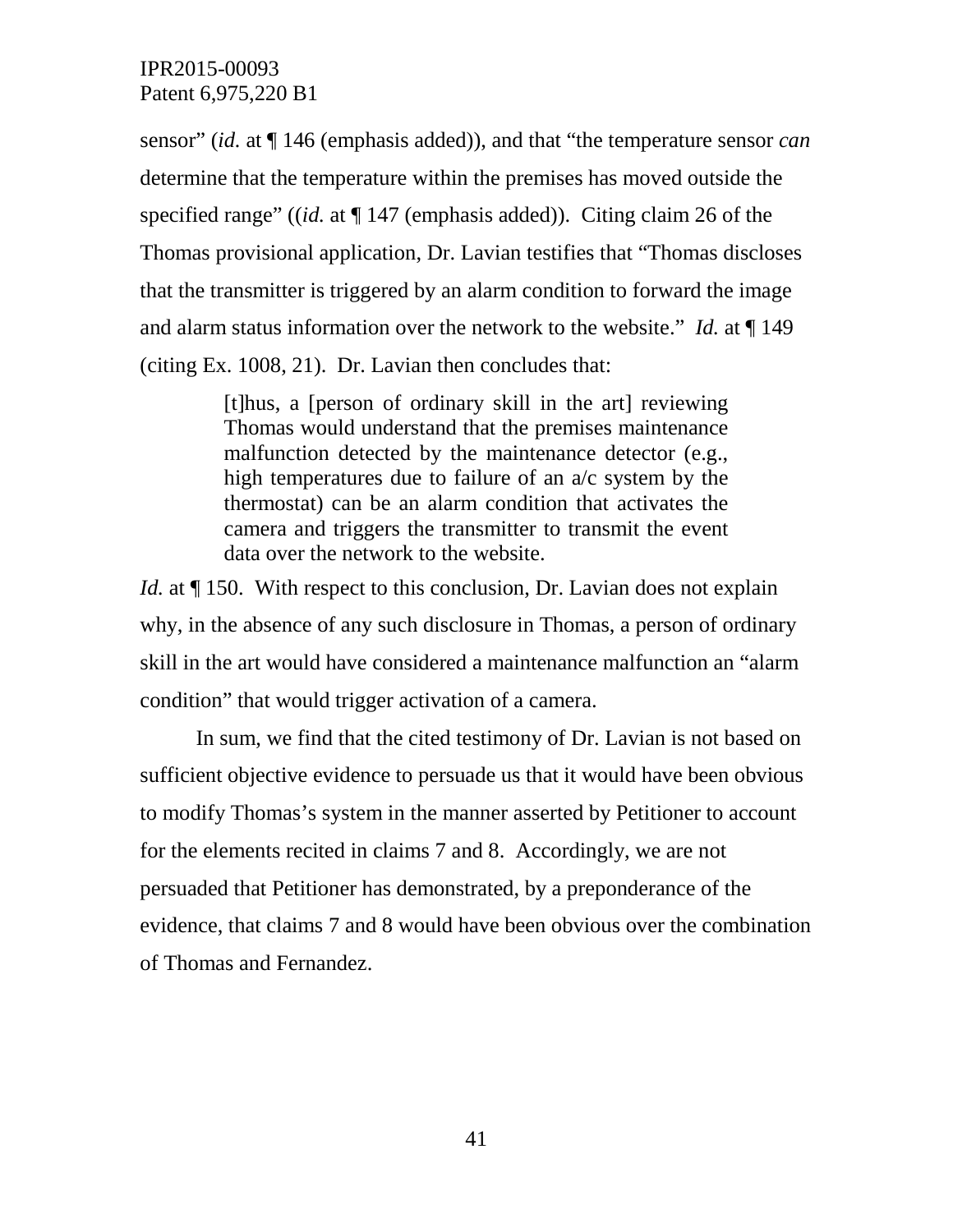sensor" (*id.* at ¶ 146 (emphasis added)), and that "the temperature sensor *can* determine that the temperature within the premises has moved outside the specified range" ((*id.* at ¶ 147 (emphasis added)). Citing claim 26 of the Thomas provisional application, Dr. Lavian testifies that "Thomas discloses that the transmitter is triggered by an alarm condition to forward the image and alarm status information over the network to the website." *Id.* at ¶ 149 (citing Ex. 1008, 21). Dr. Lavian then concludes that:

> [t]hus, a [person of ordinary skill in the art] reviewing Thomas would understand that the premises maintenance malfunction detected by the maintenance detector (e.g., high temperatures due to failure of an a/c system by the thermostat) can be an alarm condition that activates the camera and triggers the transmitter to transmit the event data over the network to the website.

*Id.* at ¶ 150. With respect to this conclusion, Dr. Lavian does not explain why, in the absence of any such disclosure in Thomas, a person of ordinary skill in the art would have considered a maintenance malfunction an "alarm condition" that would trigger activation of a camera.

In sum, we find that the cited testimony of Dr. Lavian is not based on sufficient objective evidence to persuade us that it would have been obvious to modify Thomas's system in the manner asserted by Petitioner to account for the elements recited in claims 7 and 8. Accordingly, we are not persuaded that Petitioner has demonstrated, by a preponderance of the evidence, that claims 7 and 8 would have been obvious over the combination of Thomas and Fernandez.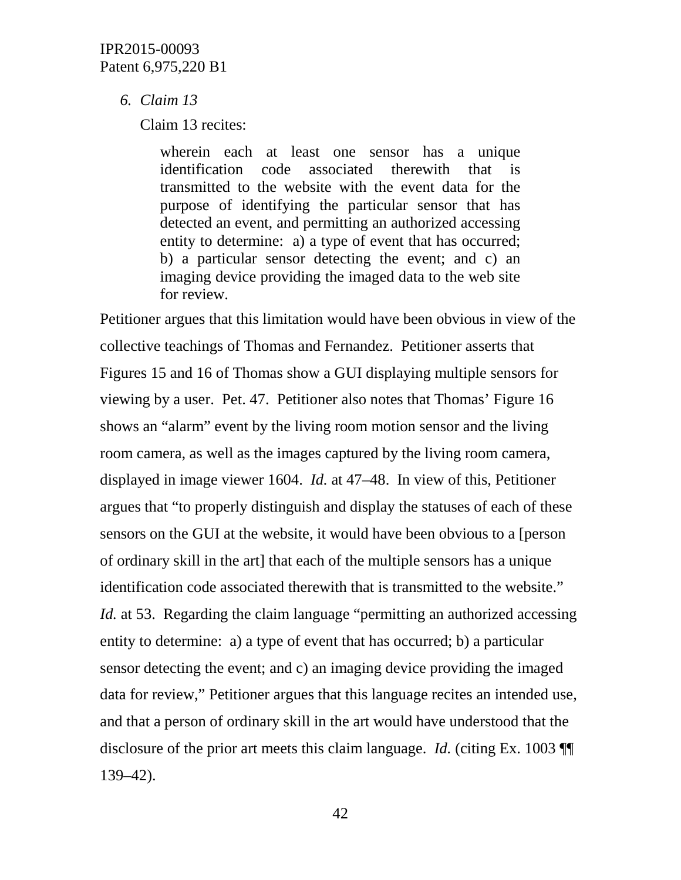*6. Claim 13*

Claim 13 recites:

> wherein each at least one sensor has a unique identification code associated therewith that is transmitted to the website with the event data for the purpose of identifying the particular sensor that has detected an event, and permitting an authorized accessing entity to determine: a) a type of event that has occurred; b) a particular sensor detecting the event; and c) an imaging device providing the imaged data to the web site for review.

Petitioner argues that this limitation would have been obvious in view of the collective teachings of Thomas and Fernandez. Petitioner asserts that Figures 15 and 16 of Thomas show a GUI displaying multiple sensors for viewing by a user. Pet. 47. Petitioner also notes that Thomas' Figure 16 shows an "alarm" event by the living room motion sensor and the living room camera, as well as the images captured by the living room camera, displayed in image viewer 1604. *Id.* at 47–48. In view of this, Petitioner argues that "to properly distinguish and display the statuses of each of these sensors on the GUI at the website, it would have been obvious to a [person of ordinary skill in the art] that each of the multiple sensors has a unique identification code associated therewith that is transmitted to the website." *Id.* at 53. Regarding the claim language "permitting an authorized accessing entity to determine: a) a type of event that has occurred; b) a particular sensor detecting the event; and c) an imaging device providing the imaged data for review," Petitioner argues that this language recites an intended use, and that a person of ordinary skill in the art would have understood that the disclosure of the prior art meets this claim language. *Id.* (citing Ex. 1003 ¶¶ 139–42).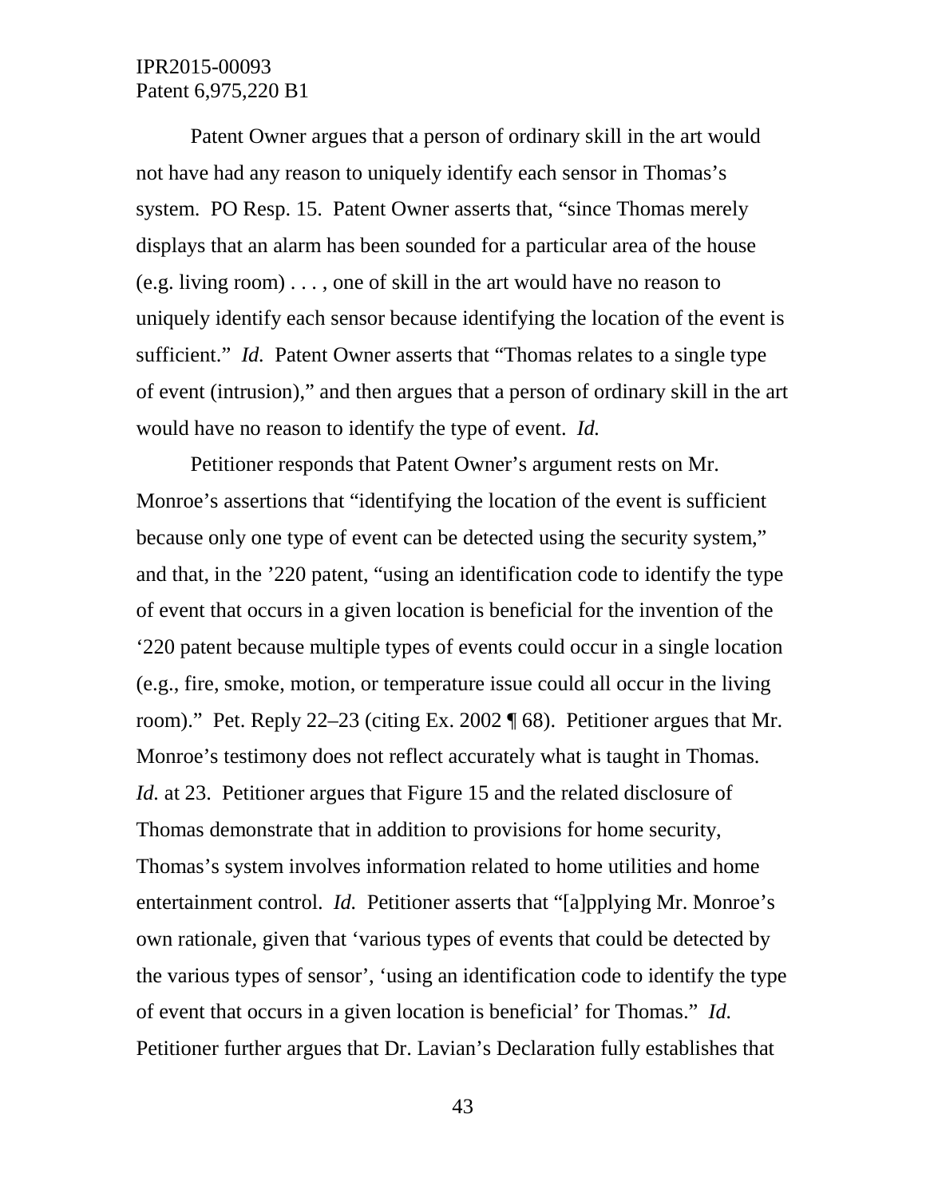Patent Owner argues that a person of ordinary skill in the art would not have had any reason to uniquely identify each sensor in Thomas's system. PO Resp. 15. Patent Owner asserts that, "since Thomas merely displays that an alarm has been sounded for a particular area of the house (e.g. living room) . . . , one of skill in the art would have no reason to uniquely identify each sensor because identifying the location of the event is sufficient." *Id.* Patent Owner asserts that "Thomas relates to a single type of event (intrusion)," and then argues that a person of ordinary skill in the art would have no reason to identify the type of event. *Id.*

Petitioner responds that Patent Owner's argument rests on Mr. Monroe's assertions that "identifying the location of the event is sufficient because only one type of event can be detected using the security system," and that, in the '220 patent, "using an identification code to identify the type of event that occurs in a given location is beneficial for the invention of the '220 patent because multiple types of events could occur in a single location (e.g., fire, smoke, motion, or temperature issue could all occur in the living room)." Pet. Reply 22–23 (citing Ex. 2002 ¶ 68). Petitioner argues that Mr. Monroe's testimony does not reflect accurately what is taught in Thomas. *Id.* at 23. Petitioner argues that Figure 15 and the related disclosure of Thomas demonstrate that in addition to provisions for home security, Thomas's system involves information related to home utilities and home entertainment control. *Id.* Petitioner asserts that "[a]pplying Mr. Monroe's own rationale, given that 'various types of events that could be detected by the various types of sensor', 'using an identification code to identify the type of event that occurs in a given location is beneficial' for Thomas." *Id.* Petitioner further argues that Dr. Lavian's Declaration fully establishes that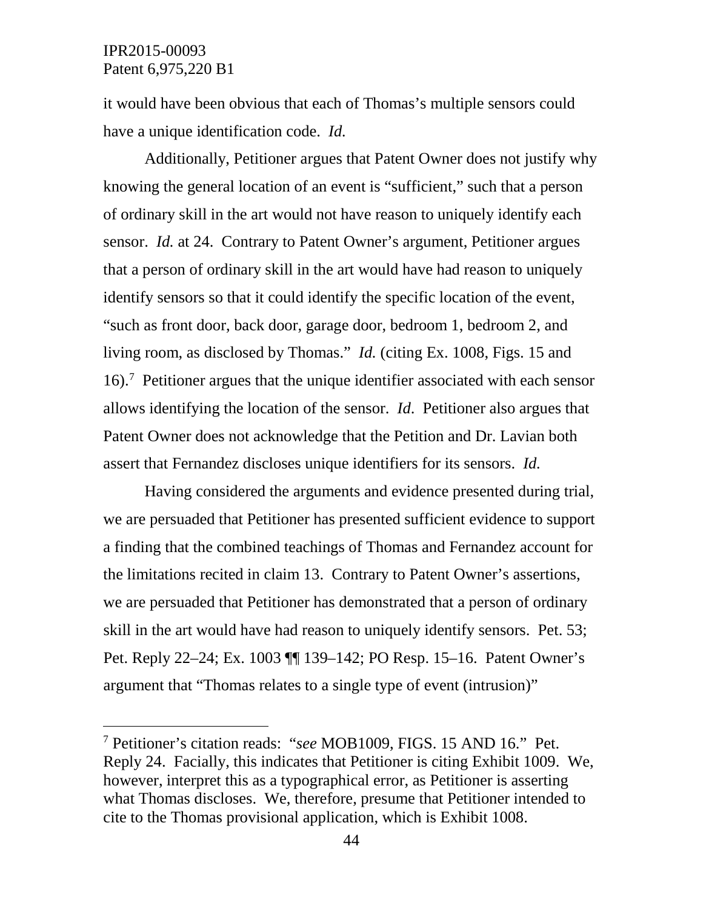it would have been obvious that each of Thomas's multiple sensors could have a unique identification code. *Id.*

Additionally, Petitioner argues that Patent Owner does not justify why knowing the general location of an event is "sufficient," such that a person of ordinary skill in the art would not have reason to uniquely identify each sensor. *Id.* at 24. Contrary to Patent Owner's argument, Petitioner argues that a person of ordinary skill in the art would have had reason to uniquely identify sensors so that it could identify the specific location of the event, "such as front door, back door, garage door, bedroom 1, bedroom 2, and living room, as disclosed by Thomas." *Id.* (citing Ex. 1008, Figs. 15 and 16).[7] Petitioner argues that the unique identifier associated with each sensor allows identifying the location of the sensor. *Id*. Petitioner also argues that Patent Owner does not acknowledge that the Petition and Dr. Lavian both assert that Fernandez discloses unique identifiers for its sensors. *Id.*

Having considered the arguments and evidence presented during trial, we are persuaded that Petitioner has presented sufficient evidence to support a finding that the combined teachings of Thomas and Fernandez account for the limitations recited in claim 13. Contrary to Patent Owner's assertions, we are persuaded that Petitioner has demonstrated that a person of ordinary skill in the art would have had reason to uniquely identify sensors. Pet. 53; Pet. Reply 22–24; Ex. 1003 ¶¶ 139–142; PO Resp. 15–16. Patent Owner's argument that "Thomas relates to a single type of event (intrusion)"

---

[7] Petitioner's citation reads: "*see* MOB1009, FIGS. 15 AND 16." Pet. Reply 24. Facially, this indicates that Petitioner is citing Exhibit 1009. We, however, interpret this as a typographical error, as Petitioner is asserting what Thomas discloses. We, therefore, presume that Petitioner intended to cite to the Thomas provisional application, which is Exhibit 1008.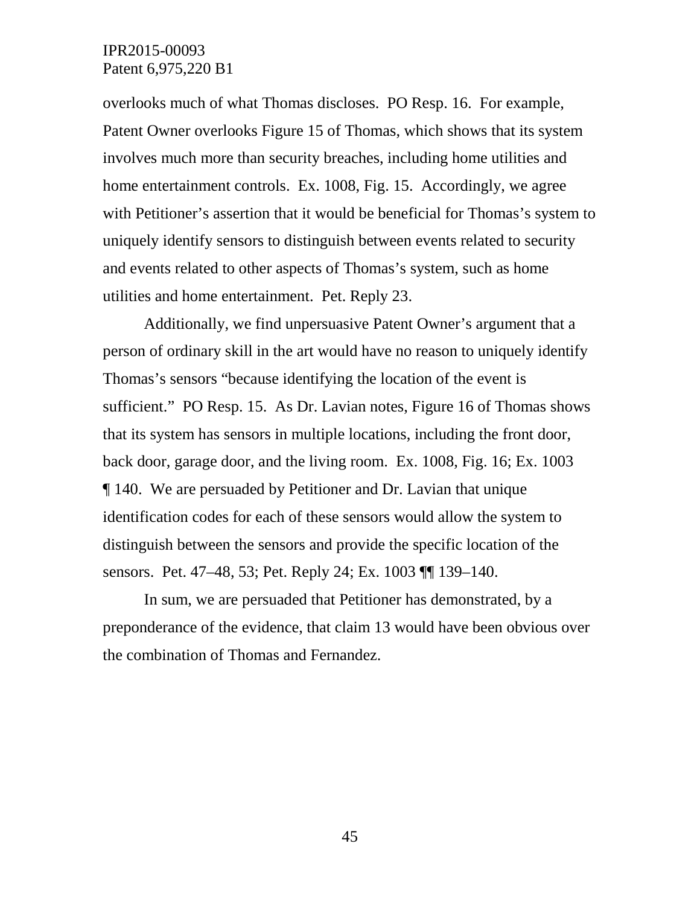overlooks much of what Thomas discloses. PO Resp. 16. For example, Patent Owner overlooks Figure 15 of Thomas, which shows that its system involves much more than security breaches, including home utilities and home entertainment controls. Ex. 1008, Fig. 15. Accordingly, we agree with Petitioner's assertion that it would be beneficial for Thomas's system to uniquely identify sensors to distinguish between events related to security and events related to other aspects of Thomas's system, such as home utilities and home entertainment. Pet. Reply 23.

Additionally, we find unpersuasive Patent Owner's argument that a person of ordinary skill in the art would have no reason to uniquely identify Thomas's sensors "because identifying the location of the event is sufficient." PO Resp. 15. As Dr. Lavian notes, Figure 16 of Thomas shows that its system has sensors in multiple locations, including the front door, back door, garage door, and the living room. Ex. 1008, Fig. 16; Ex. 1003 ¶ 140. We are persuaded by Petitioner and Dr. Lavian that unique identification codes for each of these sensors would allow the system to distinguish between the sensors and provide the specific location of the sensors. Pet. 47–48, 53; Pet. Reply 24; Ex. 1003 ¶¶ 139–140.

In sum, we are persuaded that Petitioner has demonstrated, by a preponderance of the evidence, that claim 13 would have been obvious over the combination of Thomas and Fernandez.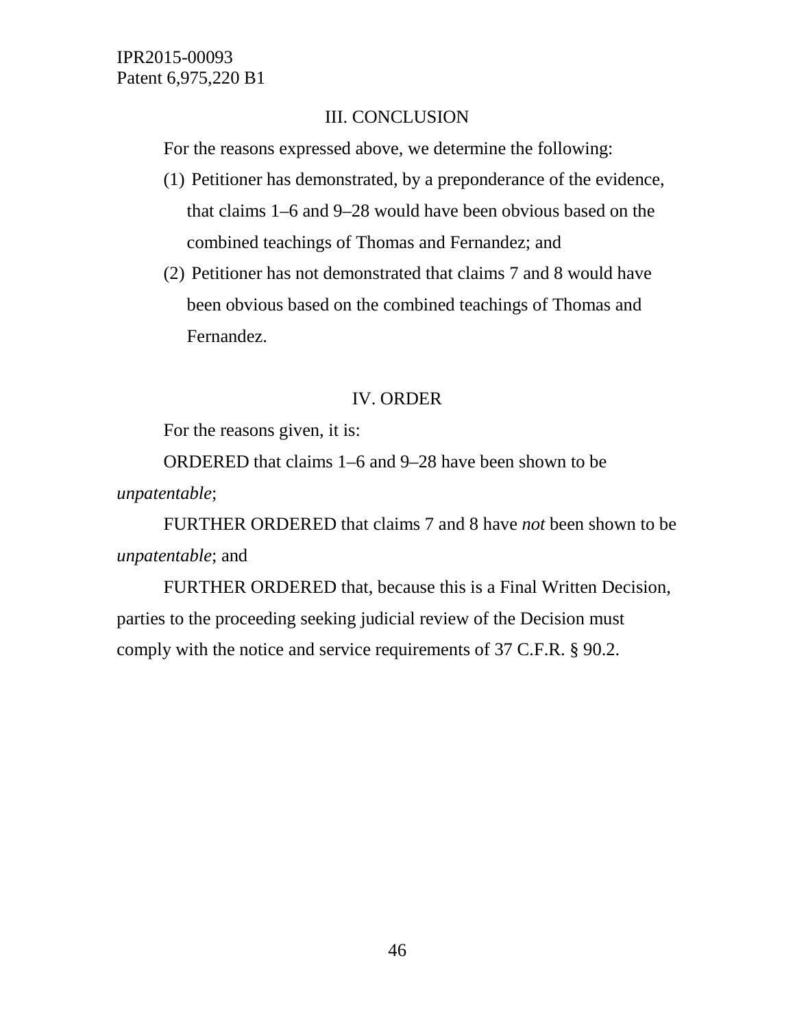## III. CONCLUSION

For the reasons expressed above, we determine the following:

(1) Petitioner has demonstrated, by a preponderance of the evidence, that claims 1–6 and 9–28 would have been obvious based on the combined teachings of Thomas and Fernandez; and

(2) Petitioner has not demonstrated that claims 7 and 8 would have been obvious based on the combined teachings of Thomas and Fernandez.

## IV. ORDER

For the reasons given, it is:

ORDERED that claims 1–6 and 9–28 have been shown to be *unpatentable*;

FURTHER ORDERED that claims 7 and 8 have *not* been shown to be *unpatentable*; and

FURTHER ORDERED that, because this is a Final Written Decision, parties to the proceeding seeking judicial review of the Decision must comply with the notice and service requirements of 37 C.F.R. § 90.2.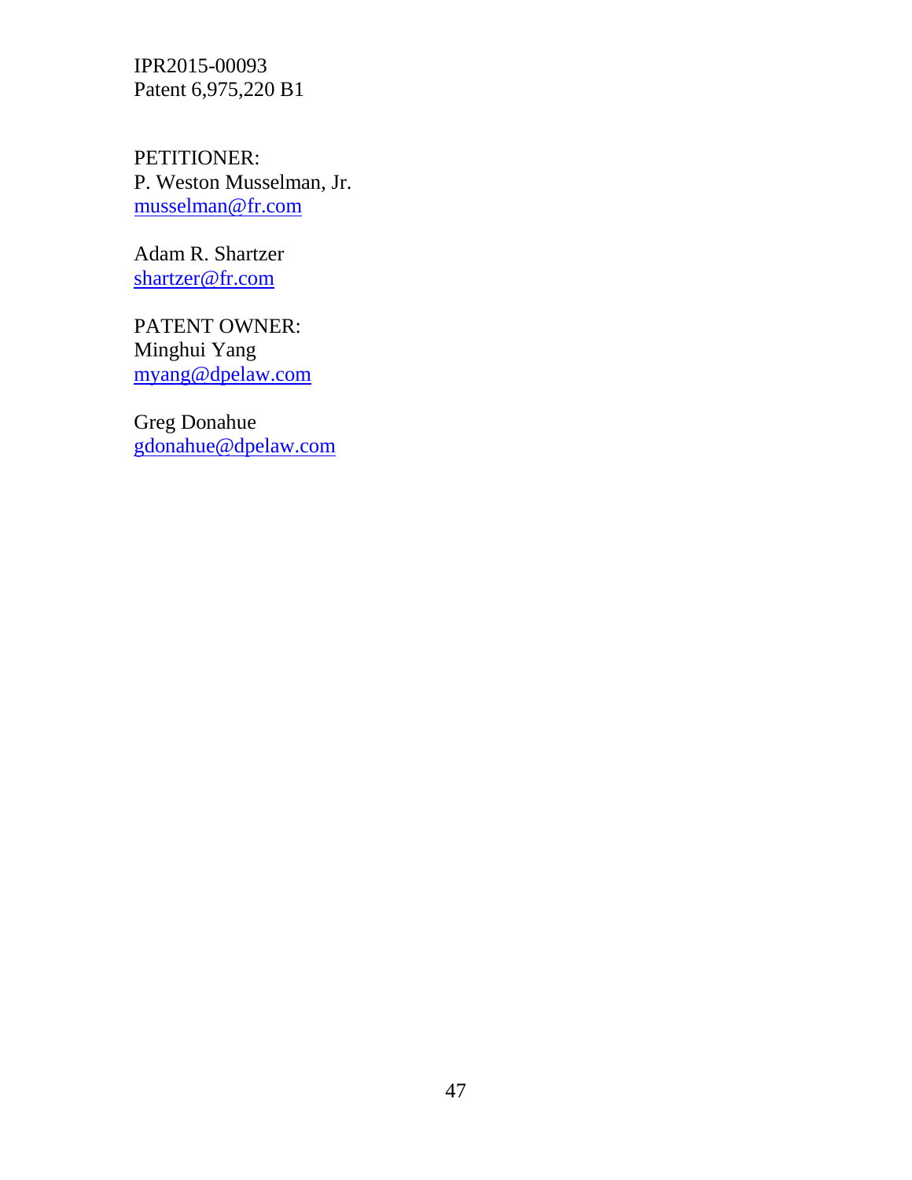PETITIONER:
P. Weston Musselman, Jr.
musselman@fr.com

Adam R. Shartzer
shartzer@fr.com

PATENT OWNER:
Minghui Yang
myang@dpelaw.com

Greg Donahue
gdonahue@dpelaw.com